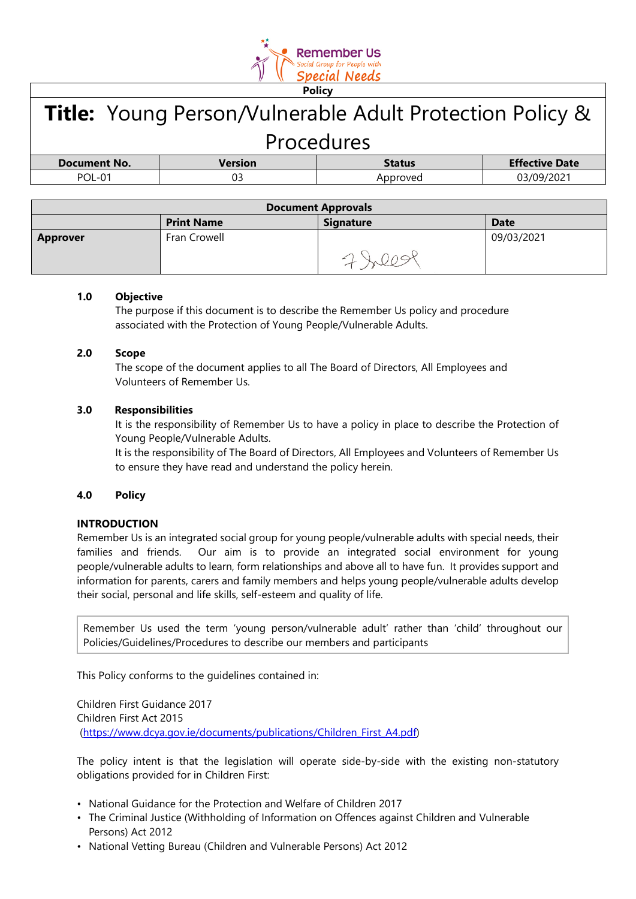Remember Us
Social Group for People with
Special Needs

**Policy**

# Title: Young Person/Vulnerable Adult Protection Policy & Procedures

| Document No. | Version | Status | Effective Date |
|---|---|---|---|
| POL-01 | 03 | Approved | 03/09/2021 |

| Document Approvals | | | |
|---|---|---|---|
| | **Print Name** | **Signature** | **Date** |
| **Approver** | Fran Crowell | | 09/03/2021 |

**1.0 Objective**

The purpose if this document is to describe the Remember Us policy and procedure associated with the Protection of Young People/Vulnerable Adults.

**2.0 Scope**

The scope of the document applies to all The Board of Directors, All Employees and Volunteers of Remember Us.

**3.0 Responsibilities**

It is the responsibility of Remember Us to have a policy in place to describe the Protection of Young People/Vulnerable Adults.

It is the responsibility of The Board of Directors, All Employees and Volunteers of Remember Us to ensure they have read and understand the policy herein.

**4.0 Policy**

**INTRODUCTION**

Remember Us is an integrated social group for young people/vulnerable adults with special needs, their families and friends. Our aim is to provide an integrated social environment for young people/vulnerable adults to learn, form relationships and above all to have fun. It provides support and information for parents, carers and family members and helps young people/vulnerable adults develop their social, personal and life skills, self-esteem and quality of life.

> Remember Us used the term 'young person/vulnerable adult' rather than 'child' throughout our Policies/Guidelines/Procedures to describe our members and participants

This Policy conforms to the guidelines contained in:

Children First Guidance 2017
Children First Act 2015
(https://www.dcya.gov.ie/documents/publications/Children_First_A4.pdf)

The policy intent is that the legislation will operate side-by-side with the existing non-statutory obligations provided for in Children First:

- National Guidance for the Protection and Welfare of Children 2017
- The Criminal Justice (Withholding of Information on Offences against Children and Vulnerable Persons) Act 2012
- National Vetting Bureau (Children and Vulnerable Persons) Act 2012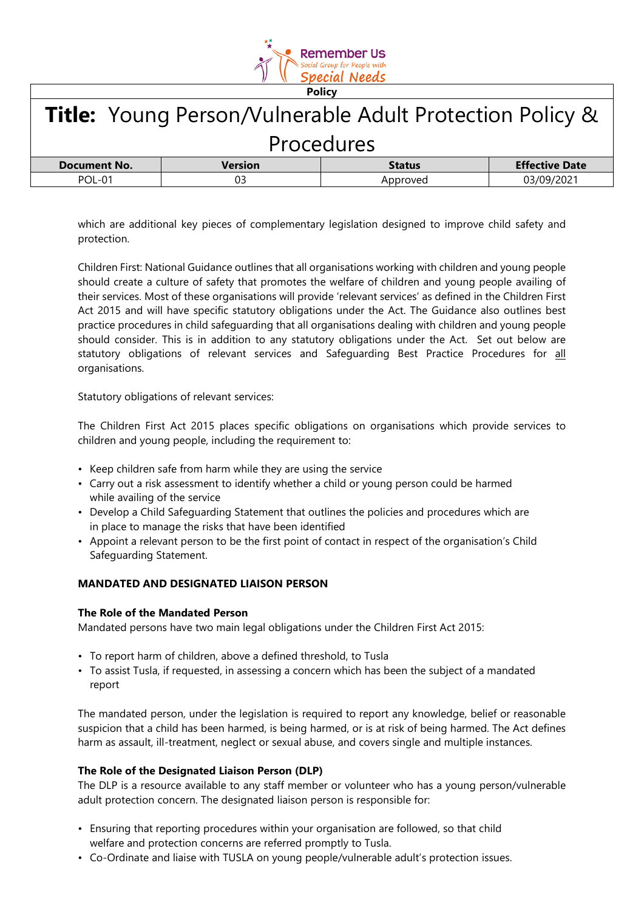which are additional key pieces of complementary legislation designed to improve child safety and protection.

Children First: National Guidance outlines that all organisations working with children and young people should create a culture of safety that promotes the welfare of children and young people availing of their services. Most of these organisations will provide 'relevant services' as defined in the Children First Act 2015 and will have specific statutory obligations under the Act. The Guidance also outlines best practice procedures in child safeguarding that all organisations dealing with children and young people should consider. This is in addition to any statutory obligations under the Act. Set out below are statutory obligations of relevant services and Safeguarding Best Practice Procedures for all organisations.

Statutory obligations of relevant services:

The Children First Act 2015 places specific obligations on organisations which provide services to children and young people, including the requirement to:

- Keep children safe from harm while they are using the service
- Carry out a risk assessment to identify whether a child or young person could be harmed while availing of the service
- Develop a Child Safeguarding Statement that outlines the policies and procedures which are in place to manage the risks that have been identified
- Appoint a relevant person to be the first point of contact in respect of the organisation's Child Safeguarding Statement.

**MANDATED AND DESIGNATED LIAISON PERSON**

**The Role of the Mandated Person**

Mandated persons have two main legal obligations under the Children First Act 2015:

- To report harm of children, above a defined threshold, to Tusla
- To assist Tusla, if requested, in assessing a concern which has been the subject of a mandated report

The mandated person, under the legislation is required to report any knowledge, belief or reasonable suspicion that a child has been harmed, is being harmed, or is at risk of being harmed. The Act defines harm as assault, ill-treatment, neglect or sexual abuse, and covers single and multiple instances.

**The Role of the Designated Liaison Person (DLP)**

The DLP is a resource available to any staff member or volunteer who has a young person/vulnerable adult protection concern. The designated liaison person is responsible for:

- Ensuring that reporting procedures within your organisation are followed, so that child welfare and protection concerns are referred promptly to Tusla.
- Co-Ordinate and liaise with TUSLA on young people/vulnerable adult's protection issues.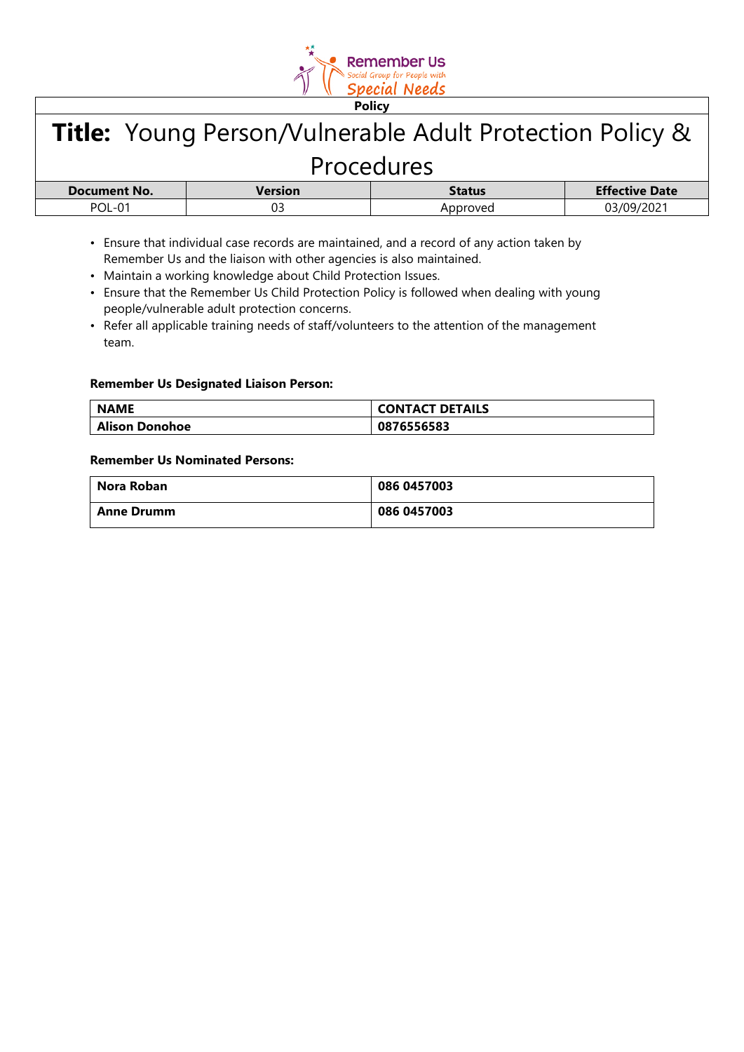- Ensure that individual case records are maintained, and a record of any action taken by Remember Us and the liaison with other agencies is also maintained.
- Maintain a working knowledge about Child Protection Issues.
- Ensure that the Remember Us Child Protection Policy is followed when dealing with young people/vulnerable adult protection concerns.
- Refer all applicable training needs of staff/volunteers to the attention of the management team.

**Remember Us Designated Liaison Person:**

| NAME | CONTACT DETAILS |
|---|---|
| **Alison Donohoe** | **0876556583** |

**Remember Us Nominated Persons:**

| | |
|---|---|
| **Nora Roban** | **086 0457003** |
| **Anne Drumm** | **086 0457003** |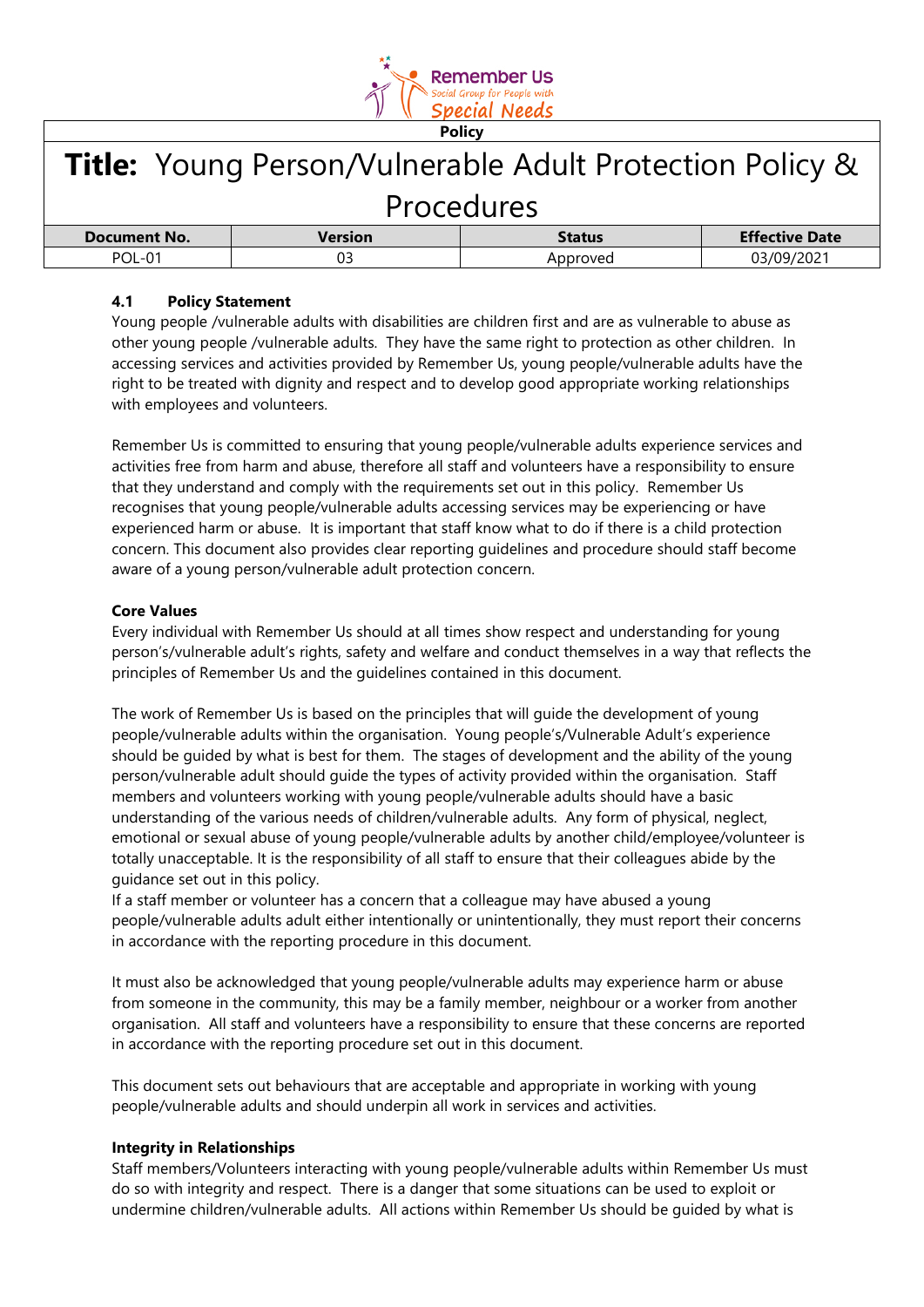**Policy**

# Title: Young Person/Vulnerable Adult Protection Policy & Procedures

| Document No. | Version | Status | Effective Date |
|---|---|---|---|
| POL-01 | 03 | Approved | 03/09/2021 |

### 4.1 Policy Statement

Young people /vulnerable adults with disabilities are children first and are as vulnerable to abuse as other young people /vulnerable adults. They have the same right to protection as other children. In accessing services and activities provided by Remember Us, young people/vulnerable adults have the right to be treated with dignity and respect and to develop good appropriate working relationships with employees and volunteers.

Remember Us is committed to ensuring that young people/vulnerable adults experience services and activities free from harm and abuse, therefore all staff and volunteers have a responsibility to ensure that they understand and comply with the requirements set out in this policy. Remember Us recognises that young people/vulnerable adults accessing services may be experiencing or have experienced harm or abuse. It is important that staff know what to do if there is a child protection concern. This document also provides clear reporting guidelines and procedure should staff become aware of a young person/vulnerable adult protection concern.

**Core Values**

Every individual with Remember Us should at all times show respect and understanding for young person's/vulnerable adult's rights, safety and welfare and conduct themselves in a way that reflects the principles of Remember Us and the guidelines contained in this document.

The work of Remember Us is based on the principles that will guide the development of young people/vulnerable adults within the organisation. Young people's/Vulnerable Adult's experience should be guided by what is best for them. The stages of development and the ability of the young person/vulnerable adult should guide the types of activity provided within the organisation. Staff members and volunteers working with young people/vulnerable adults should have a basic understanding of the various needs of children/vulnerable adults. Any form of physical, neglect, emotional or sexual abuse of young people/vulnerable adults by another child/employee/volunteer is totally unacceptable. It is the responsibility of all staff to ensure that their colleagues abide by the guidance set out in this policy.
If a staff member or volunteer has a concern that a colleague may have abused a young people/vulnerable adults adult either intentionally or unintentionally, they must report their concerns in accordance with the reporting procedure in this document.

It must also be acknowledged that young people/vulnerable adults may experience harm or abuse from someone in the community, this may be a family member, neighbour or a worker from another organisation. All staff and volunteers have a responsibility to ensure that these concerns are reported in accordance with the reporting procedure set out in this document.

This document sets out behaviours that are acceptable and appropriate in working with young people/vulnerable adults and should underpin all work in services and activities.

**Integrity in Relationships**

Staff members/Volunteers interacting with young people/vulnerable adults within Remember Us must do so with integrity and respect. There is a danger that some situations can be used to exploit or undermine children/vulnerable adults. All actions within Remember Us should be guided by what is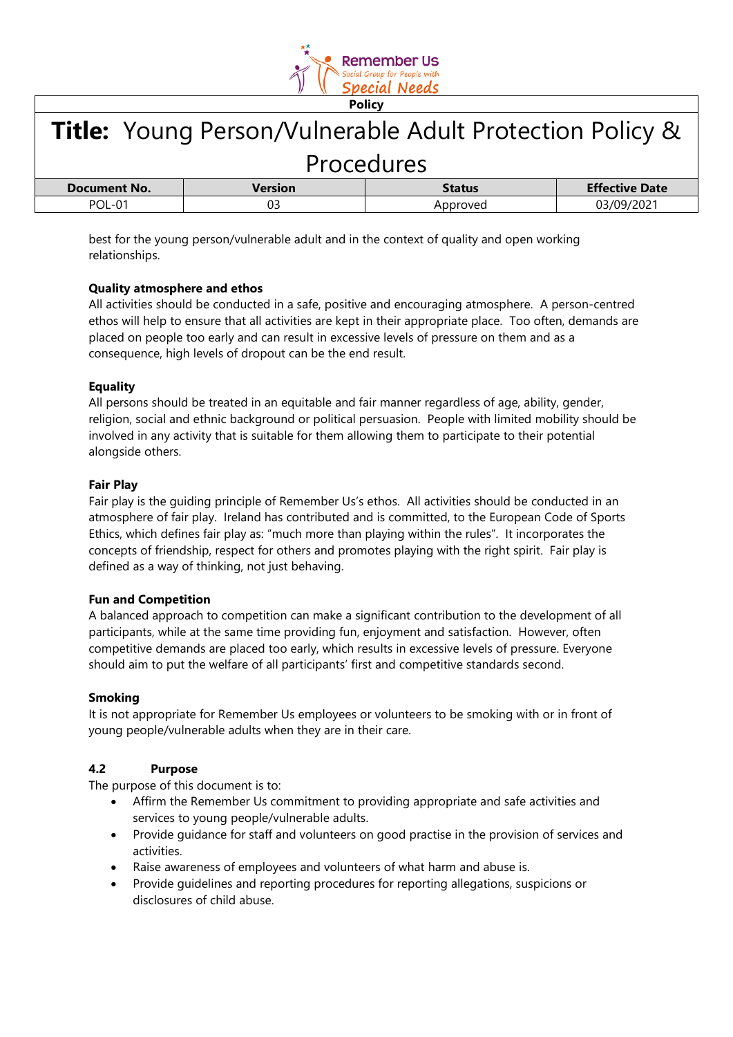best for the young person/vulnerable adult and in the context of quality and open working relationships.

**Quality atmosphere and ethos**
All activities should be conducted in a safe, positive and encouraging atmosphere. A person-centred ethos will help to ensure that all activities are kept in their appropriate place. Too often, demands are placed on people too early and can result in excessive levels of pressure on them and as a consequence, high levels of dropout can be the end result.

**Equality**
All persons should be treated in an equitable and fair manner regardless of age, ability, gender, religion, social and ethnic background or political persuasion. People with limited mobility should be involved in any activity that is suitable for them allowing them to participate to their potential alongside others.

**Fair Play**
Fair play is the guiding principle of Remember Us's ethos. All activities should be conducted in an atmosphere of fair play. Ireland has contributed and is committed, to the European Code of Sports Ethics, which defines fair play as: "much more than playing within the rules". It incorporates the concepts of friendship, respect for others and promotes playing with the right spirit. Fair play is defined as a way of thinking, not just behaving.

**Fun and Competition**
A balanced approach to competition can make a significant contribution to the development of all participants, while at the same time providing fun, enjoyment and satisfaction. However, often competitive demands are placed too early, which results in excessive levels of pressure. Everyone should aim to put the welfare of all participants' first and competitive standards second.

**Smoking**
It is not appropriate for Remember Us employees or volunteers to be smoking with or in front of young people/vulnerable adults when they are in their care.

### 4.2 Purpose

The purpose of this document is to:

- Affirm the Remember Us commitment to providing appropriate and safe activities and services to young people/vulnerable adults.
- Provide guidance for staff and volunteers on good practise in the provision of services and activities.
- Raise awareness of employees and volunteers of what harm and abuse is.
- Provide guidelines and reporting procedures for reporting allegations, suspicions or disclosures of child abuse.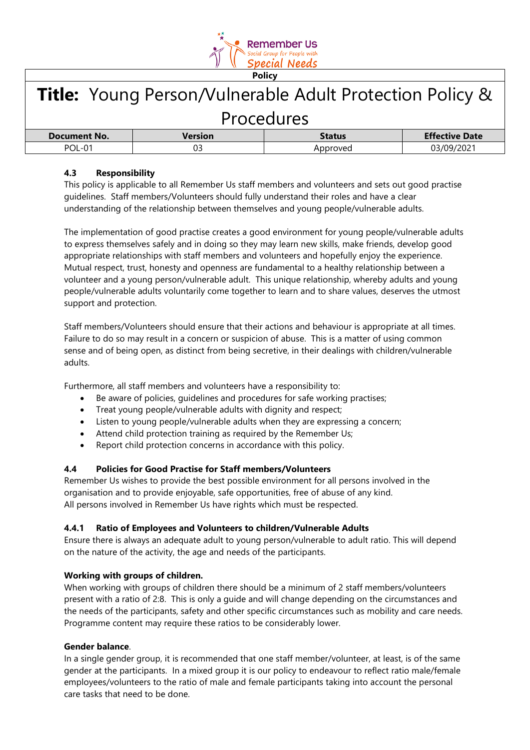### 4.3 Responsibility

This policy is applicable to all Remember Us staff members and volunteers and sets out good practise guidelines. Staff members/Volunteers should fully understand their roles and have a clear understanding of the relationship between themselves and young people/vulnerable adults.

The implementation of good practise creates a good environment for young people/vulnerable adults to express themselves safely and in doing so they may learn new skills, make friends, develop good appropriate relationships with staff members and volunteers and hopefully enjoy the experience. Mutual respect, trust, honesty and openness are fundamental to a healthy relationship between a volunteer and a young person/vulnerable adult. This unique relationship, whereby adults and young people/vulnerable adults voluntarily come together to learn and to share values, deserves the utmost support and protection.

Staff members/Volunteers should ensure that their actions and behaviour is appropriate at all times. Failure to do so may result in a concern or suspicion of abuse. This is a matter of using common sense and of being open, as distinct from being secretive, in their dealings with children/vulnerable adults.

Furthermore, all staff members and volunteers have a responsibility to:

- Be aware of policies, guidelines and procedures for safe working practises;
- Treat young people/vulnerable adults with dignity and respect;
- Listen to young people/vulnerable adults when they are expressing a concern;
- Attend child protection training as required by the Remember Us;
- Report child protection concerns in accordance with this policy.

### 4.4 Policies for Good Practise for Staff members/Volunteers

Remember Us wishes to provide the best possible environment for all persons involved in the organisation and to provide enjoyable, safe opportunities, free of abuse of any kind.
All persons involved in Remember Us have rights which must be respected.

#### 4.4.1 Ratio of Employees and Volunteers to children/Vulnerable Adults

Ensure there is always an adequate adult to young person/vulnerable to adult ratio. This will depend on the nature of the activity, the age and needs of the participants.

**Working with groups of children.**

When working with groups of children there should be a minimum of 2 staff members/volunteers present with a ratio of 2:8. This is only a guide and will change depending on the circumstances and the needs of the participants, safety and other specific circumstances such as mobility and care needs. Programme content may require these ratios to be considerably lower.

**Gender balance**.

In a single gender group, it is recommended that one staff member/volunteer, at least, is of the same gender at the participants. In a mixed group it is our policy to endeavour to reflect ratio male/female employees/volunteers to the ratio of male and female participants taking into account the personal care tasks that need to be done.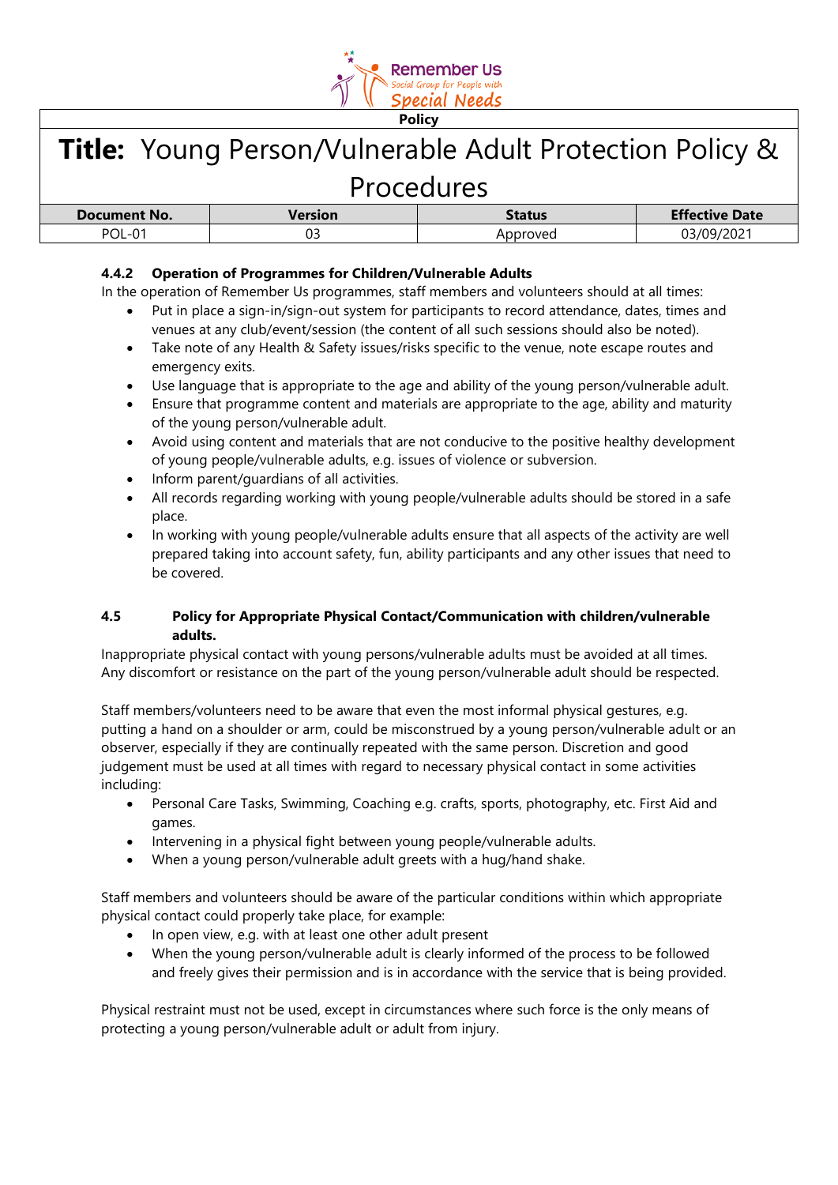#### 4.4.2 Operation of Programmes for Children/Vulnerable Adults

In the operation of Remember Us programmes, staff members and volunteers should at all times:

- Put in place a sign-in/sign-out system for participants to record attendance, dates, times and venues at any club/event/session (the content of all such sessions should also be noted).
- Take note of any Health & Safety issues/risks specific to the venue, note escape routes and emergency exits.
- Use language that is appropriate to the age and ability of the young person/vulnerable adult.
- Ensure that programme content and materials are appropriate to the age, ability and maturity of the young person/vulnerable adult.
- Avoid using content and materials that are not conducive to the positive healthy development of young people/vulnerable adults, e.g. issues of violence or subversion.
- Inform parent/guardians of all activities.
- All records regarding working with young people/vulnerable adults should be stored in a safe place.
- In working with young people/vulnerable adults ensure that all aspects of the activity are well prepared taking into account safety, fun, ability participants and any other issues that need to be covered.

### 4.5 Policy for Appropriate Physical Contact/Communication with children/vulnerable adults.

Inappropriate physical contact with young persons/vulnerable adults must be avoided at all times. Any discomfort or resistance on the part of the young person/vulnerable adult should be respected.

Staff members/volunteers need to be aware that even the most informal physical gestures, e.g. putting a hand on a shoulder or arm, could be misconstrued by a young person/vulnerable adult or an observer, especially if they are continually repeated with the same person. Discretion and good judgement must be used at all times with regard to necessary physical contact in some activities including:

- Personal Care Tasks, Swimming, Coaching e.g. crafts, sports, photography, etc. First Aid and games.
- Intervening in a physical fight between young people/vulnerable adults.
- When a young person/vulnerable adult greets with a hug/hand shake.

Staff members and volunteers should be aware of the particular conditions within which appropriate physical contact could properly take place, for example:

- In open view, e.g. with at least one other adult present
- When the young person/vulnerable adult is clearly informed of the process to be followed and freely gives their permission and is in accordance with the service that is being provided.

Physical restraint must not be used, except in circumstances where such force is the only means of protecting a young person/vulnerable adult or adult from injury.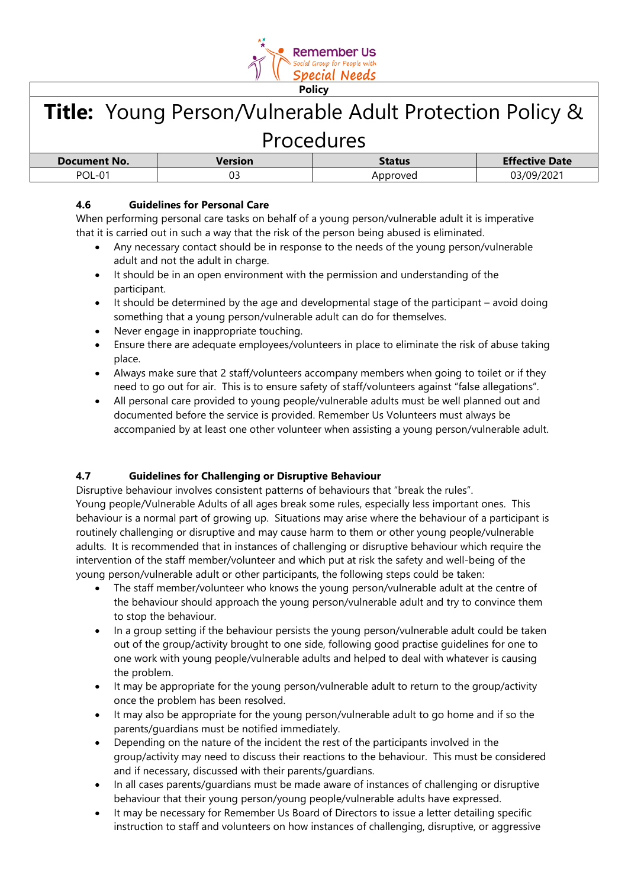#### 4.6 Guidelines for Personal Care

When performing personal care tasks on behalf of a young person/vulnerable adult it is imperative that it is carried out in such a way that the risk of the person being abused is eliminated.

- Any necessary contact should be in response to the needs of the young person/vulnerable adult and not the adult in charge.
- It should be in an open environment with the permission and understanding of the participant.
- It should be determined by the age and developmental stage of the participant – avoid doing something that a young person/vulnerable adult can do for themselves.
- Never engage in inappropriate touching.
- Ensure there are adequate employees/volunteers in place to eliminate the risk of abuse taking place.
- Always make sure that 2 staff/volunteers accompany members when going to toilet or if they need to go out for air. This is to ensure safety of staff/volunteers against "false allegations".
- All personal care provided to young people/vulnerable adults must be well planned out and documented before the service is provided. Remember Us Volunteers must always be accompanied by at least one other volunteer when assisting a young person/vulnerable adult.

#### 4.7 Guidelines for Challenging or Disruptive Behaviour

Disruptive behaviour involves consistent patterns of behaviours that "break the rules". Young people/Vulnerable Adults of all ages break some rules, especially less important ones. This behaviour is a normal part of growing up. Situations may arise where the behaviour of a participant is routinely challenging or disruptive and may cause harm to them or other young people/vulnerable adults. It is recommended that in instances of challenging or disruptive behaviour which require the intervention of the staff member/volunteer and which put at risk the safety and well-being of the young person/vulnerable adult or other participants, the following steps could be taken:

- The staff member/volunteer who knows the young person/vulnerable adult at the centre of the behaviour should approach the young person/vulnerable adult and try to convince them to stop the behaviour.
- In a group setting if the behaviour persists the young person/vulnerable adult could be taken out of the group/activity brought to one side, following good practise guidelines for one to one work with young people/vulnerable adults and helped to deal with whatever is causing the problem.
- It may be appropriate for the young person/vulnerable adult to return to the group/activity once the problem has been resolved.
- It may also be appropriate for the young person/vulnerable adult to go home and if so the parents/guardians must be notified immediately.
- Depending on the nature of the incident the rest of the participants involved in the group/activity may need to discuss their reactions to the behaviour. This must be considered and if necessary, discussed with their parents/guardians.
- In all cases parents/guardians must be made aware of instances of challenging or disruptive behaviour that their young person/young people/vulnerable adults have expressed.
- It may be necessary for Remember Us Board of Directors to issue a letter detailing specific instruction to staff and volunteers on how instances of challenging, disruptive, or aggressive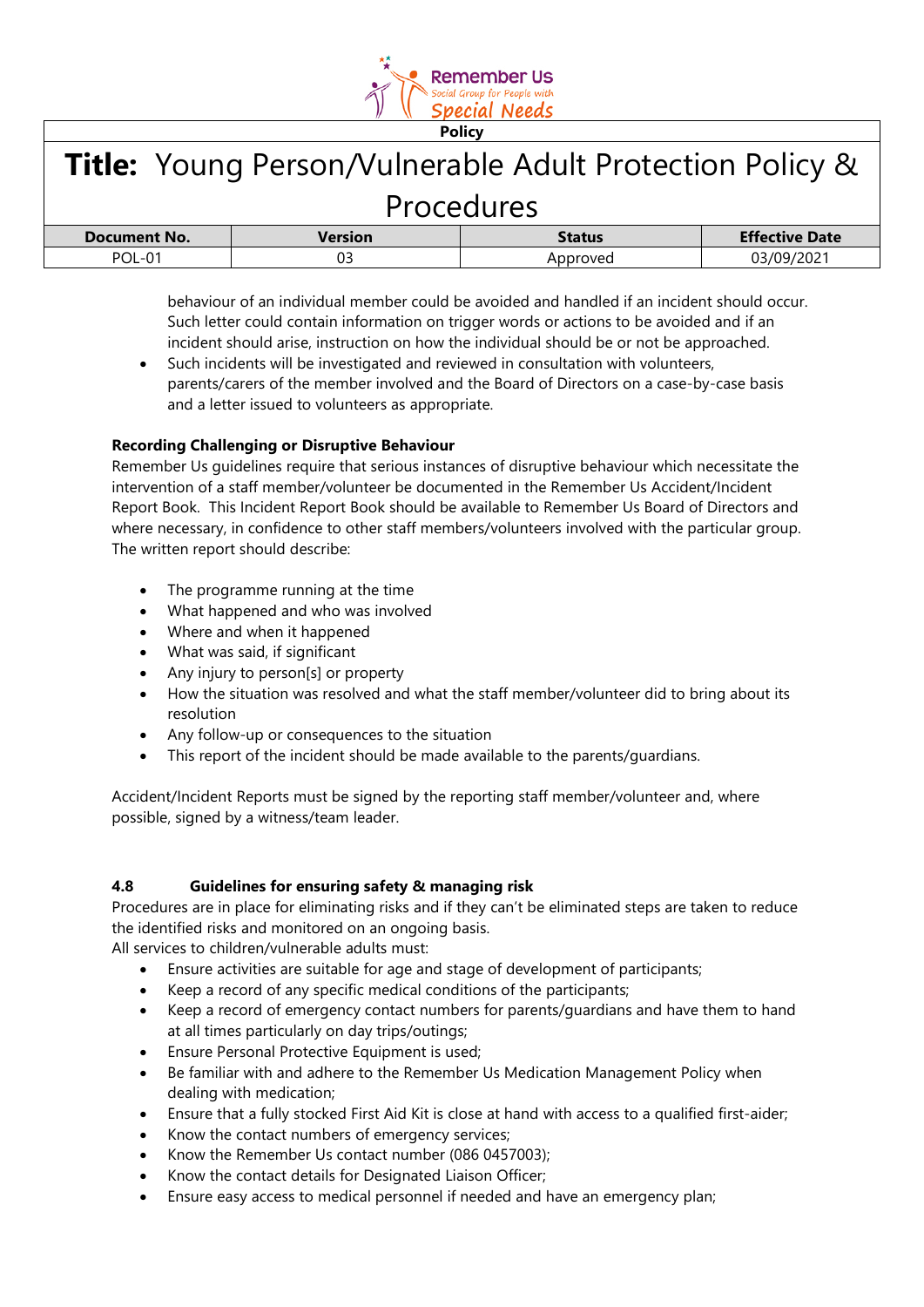behaviour of an individual member could be avoided and handled if an incident should occur. Such letter could contain information on trigger words or actions to be avoided and if an incident should arise, instruction on how the individual should be or not be approached.

- Such incidents will be investigated and reviewed in consultation with volunteers, parents/carers of the member involved and the Board of Directors on a case-by-case basis and a letter issued to volunteers as appropriate.

**Recording Challenging or Disruptive Behaviour**

Remember Us guidelines require that serious instances of disruptive behaviour which necessitate the intervention of a staff member/volunteer be documented in the Remember Us Accident/Incident Report Book. This Incident Report Book should be available to Remember Us Board of Directors and where necessary, in confidence to other staff members/volunteers involved with the particular group. The written report should describe:

- The programme running at the time
- What happened and who was involved
- Where and when it happened
- What was said, if significant
- Any injury to person[s] or property
- How the situation was resolved and what the staff member/volunteer did to bring about its resolution
- Any follow-up or consequences to the situation
- This report of the incident should be made available to the parents/guardians.

Accident/Incident Reports must be signed by the reporting staff member/volunteer and, where possible, signed by a witness/team leader.

### 4.8 Guidelines for ensuring safety & managing risk

Procedures are in place for eliminating risks and if they can't be eliminated steps are taken to reduce the identified risks and monitored on an ongoing basis.
All services to children/vulnerable adults must:

- Ensure activities are suitable for age and stage of development of participants;
- Keep a record of any specific medical conditions of the participants;
- Keep a record of emergency contact numbers for parents/guardians and have them to hand at all times particularly on day trips/outings;
- Ensure Personal Protective Equipment is used;
- Be familiar with and adhere to the Remember Us Medication Management Policy when dealing with medication;
- Ensure that a fully stocked First Aid Kit is close at hand with access to a qualified first-aider;
- Know the contact numbers of emergency services;
- Know the Remember Us contact number (086 0457003);
- Know the contact details for Designated Liaison Officer;
- Ensure easy access to medical personnel if needed and have an emergency plan;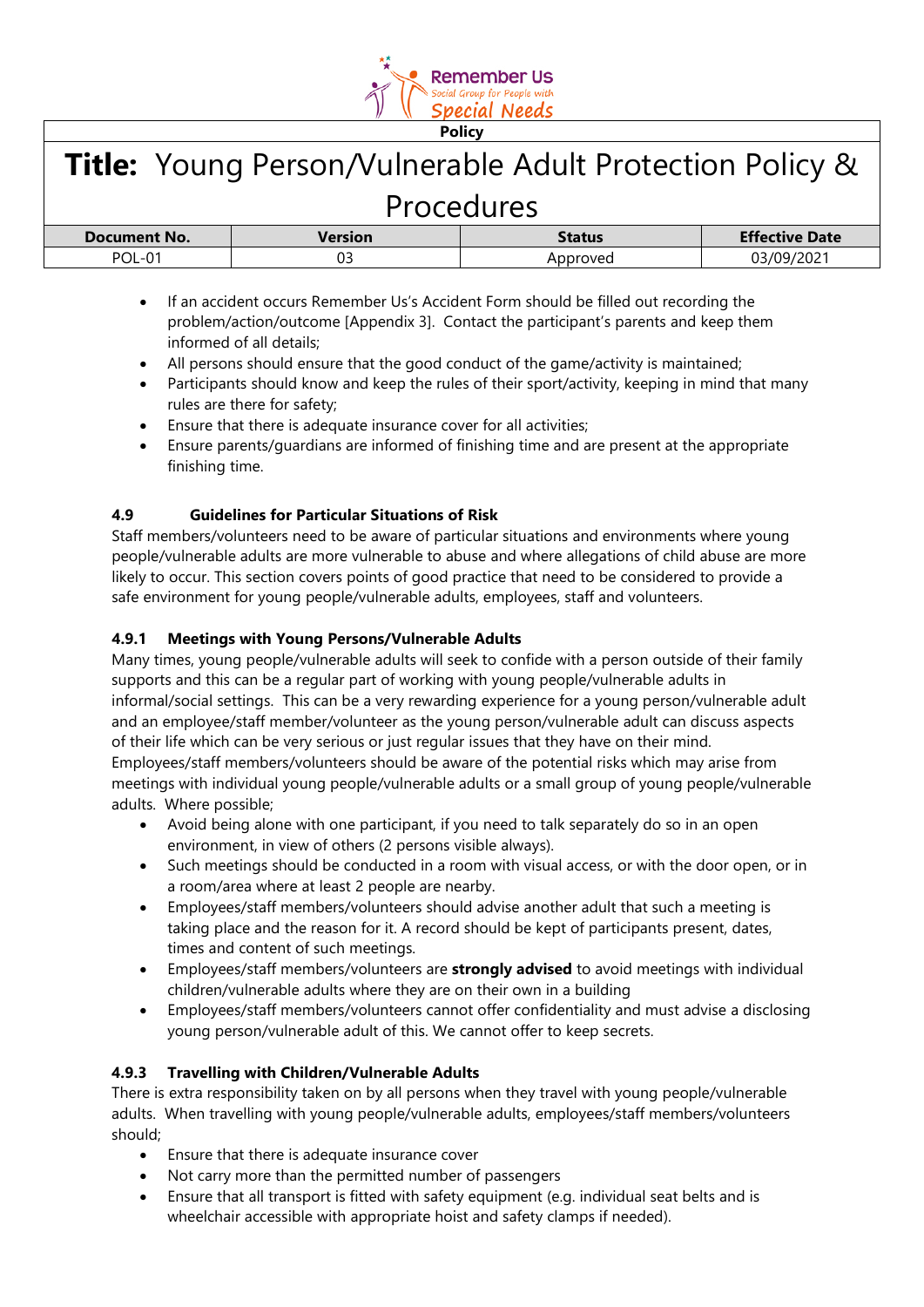- If an accident occurs Remember Us's Accident Form should be filled out recording the problem/action/outcome [Appendix 3]. Contact the participant's parents and keep them informed of all details;
- All persons should ensure that the good conduct of the game/activity is maintained;
- Participants should know and keep the rules of their sport/activity, keeping in mind that many rules are there for safety;
- Ensure that there is adequate insurance cover for all activities;
- Ensure parents/guardians are informed of finishing time and are present at the appropriate finishing time.

### 4.9 Guidelines for Particular Situations of Risk

Staff members/volunteers need to be aware of particular situations and environments where young people/vulnerable adults are more vulnerable to abuse and where allegations of child abuse are more likely to occur. This section covers points of good practice that need to be considered to provide a safe environment for young people/vulnerable adults, employees, staff and volunteers.

#### 4.9.1 Meetings with Young Persons/Vulnerable Adults

Many times, young people/vulnerable adults will seek to confide with a person outside of their family supports and this can be a regular part of working with young people/vulnerable adults in informal/social settings. This can be a very rewarding experience for a young person/vulnerable adult and an employee/staff member/volunteer as the young person/vulnerable adult can discuss aspects of their life which can be very serious or just regular issues that they have on their mind. Employees/staff members/volunteers should be aware of the potential risks which may arise from meetings with individual young people/vulnerable adults or a small group of young people/vulnerable adults. Where possible;

- Avoid being alone with one participant, if you need to talk separately do so in an open environment, in view of others (2 persons visible always).
- Such meetings should be conducted in a room with visual access, or with the door open, or in a room/area where at least 2 people are nearby.
- Employees/staff members/volunteers should advise another adult that such a meeting is taking place and the reason for it. A record should be kept of participants present, dates, times and content of such meetings.
- Employees/staff members/volunteers are **strongly advised** to avoid meetings with individual children/vulnerable adults where they are on their own in a building
- Employees/staff members/volunteers cannot offer confidentiality and must advise a disclosing young person/vulnerable adult of this. We cannot offer to keep secrets.

#### 4.9.3 Travelling with Children/Vulnerable Adults

There is extra responsibility taken on by all persons when they travel with young people/vulnerable adults. When travelling with young people/vulnerable adults, employees/staff members/volunteers should;

- Ensure that there is adequate insurance cover
- Not carry more than the permitted number of passengers
- Ensure that all transport is fitted with safety equipment (e.g. individual seat belts and is wheelchair accessible with appropriate hoist and safety clamps if needed).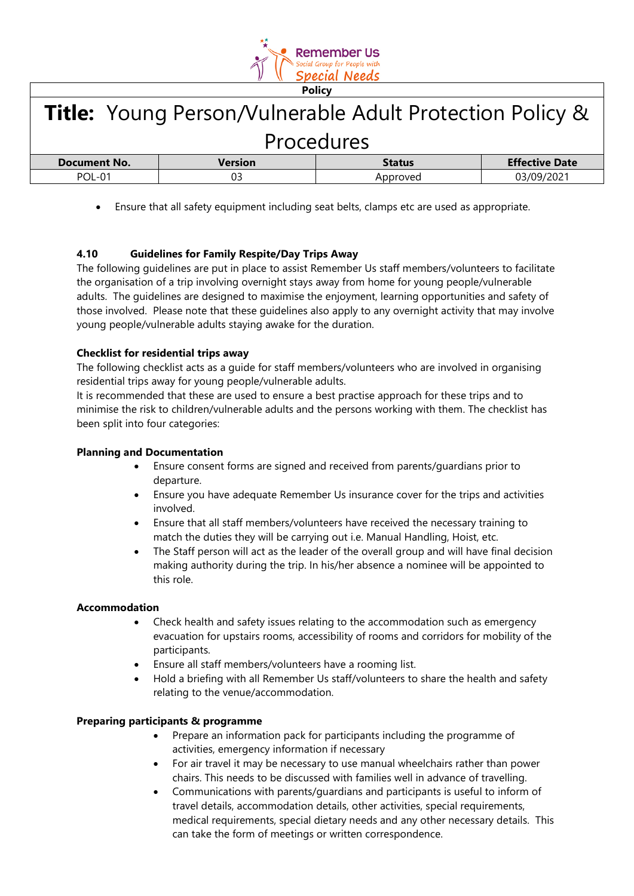- Ensure that all safety equipment including seat belts, clamps etc are used as appropriate.

### 4.10 Guidelines for Family Respite/Day Trips Away

The following guidelines are put in place to assist Remember Us staff members/volunteers to facilitate the organisation of a trip involving overnight stays away from home for young people/vulnerable adults. The guidelines are designed to maximise the enjoyment, learning opportunities and safety of those involved. Please note that these guidelines also apply to any overnight activity that may involve young people/vulnerable adults staying awake for the duration.

**Checklist for residential trips away**

The following checklist acts as a guide for staff members/volunteers who are involved in organising residential trips away for young people/vulnerable adults.
It is recommended that these are used to ensure a best practise approach for these trips and to minimise the risk to children/vulnerable adults and the persons working with them. The checklist has been split into four categories:

**Planning and Documentation**

- Ensure consent forms are signed and received from parents/guardians prior to departure.
- Ensure you have adequate Remember Us insurance cover for the trips and activities involved.
- Ensure that all staff members/volunteers have received the necessary training to match the duties they will be carrying out i.e. Manual Handling, Hoist, etc.
- The Staff person will act as the leader of the overall group and will have final decision making authority during the trip. In his/her absence a nominee will be appointed to this role.

**Accommodation**

- Check health and safety issues relating to the accommodation such as emergency evacuation for upstairs rooms, accessibility of rooms and corridors for mobility of the participants.
- Ensure all staff members/volunteers have a rooming list.
- Hold a briefing with all Remember Us staff/volunteers to share the health and safety relating to the venue/accommodation.

**Preparing participants & programme**

- Prepare an information pack for participants including the programme of activities, emergency information if necessary
- For air travel it may be necessary to use manual wheelchairs rather than power chairs. This needs to be discussed with families well in advance of travelling.
- Communications with parents/guardians and participants is useful to inform of travel details, accommodation details, other activities, special requirements, medical requirements, special dietary needs and any other necessary details. This can take the form of meetings or written correspondence.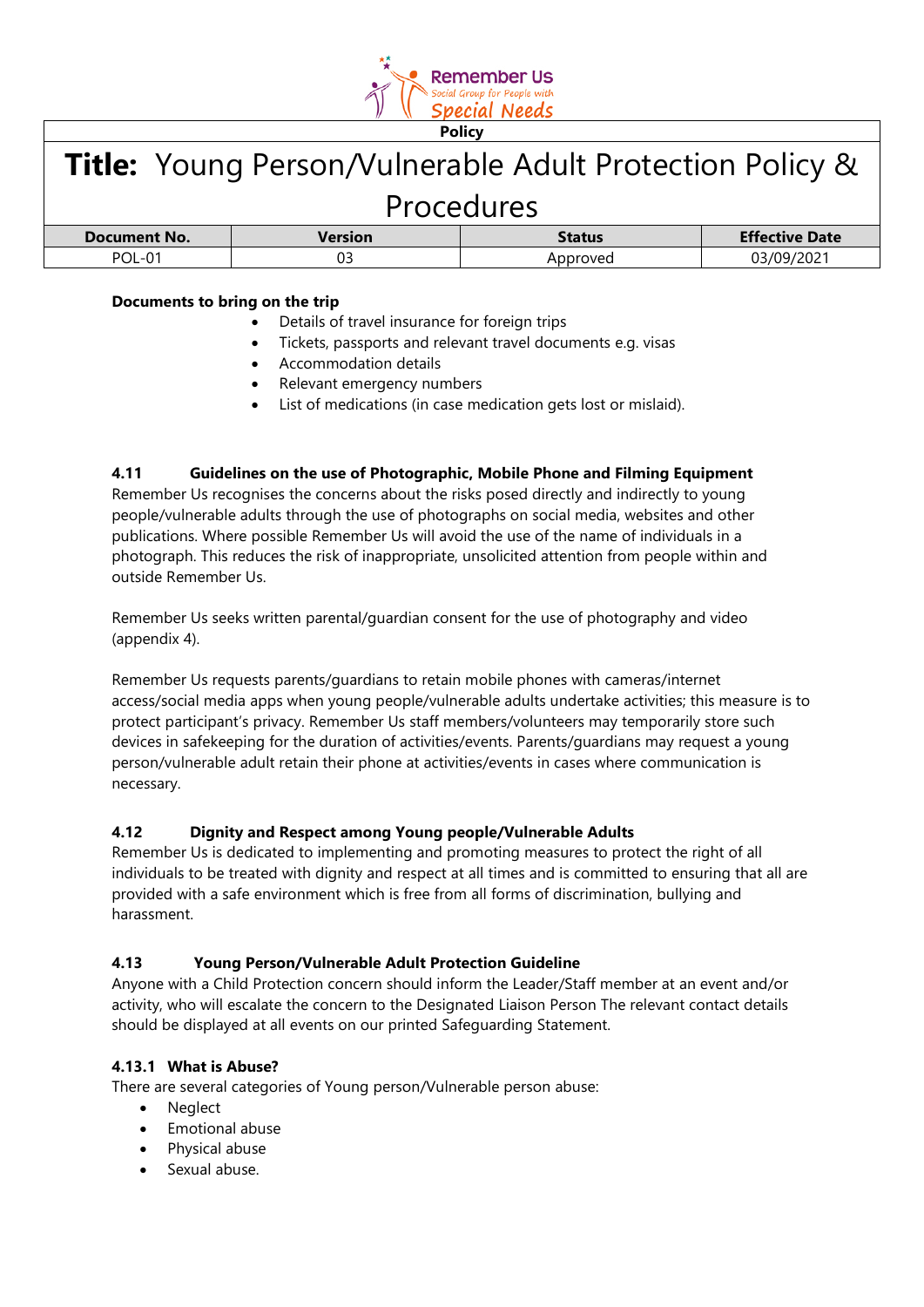**Documents to bring on the trip**

- Details of travel insurance for foreign trips
- Tickets, passports and relevant travel documents e.g. visas
- Accommodation details
- Relevant emergency numbers
- List of medications (in case medication gets lost or mislaid).

### 4.11 Guidelines on the use of Photographic, Mobile Phone and Filming Equipment

Remember Us recognises the concerns about the risks posed directly and indirectly to young people/vulnerable adults through the use of photographs on social media, websites and other publications. Where possible Remember Us will avoid the use of the name of individuals in a photograph. This reduces the risk of inappropriate, unsolicited attention from people within and outside Remember Us.

Remember Us seeks written parental/guardian consent for the use of photography and video (appendix 4).

Remember Us requests parents/guardians to retain mobile phones with cameras/internet access/social media apps when young people/vulnerable adults undertake activities; this measure is to protect participant's privacy. Remember Us staff members/volunteers may temporarily store such devices in safekeeping for the duration of activities/events. Parents/guardians may request a young person/vulnerable adult retain their phone at activities/events in cases where communication is necessary.

### 4.12 Dignity and Respect among Young people/Vulnerable Adults

Remember Us is dedicated to implementing and promoting measures to protect the right of all individuals to be treated with dignity and respect at all times and is committed to ensuring that all are provided with a safe environment which is free from all forms of discrimination, bullying and harassment.

### 4.13 Young Person/Vulnerable Adult Protection Guideline

Anyone with a Child Protection concern should inform the Leader/Staff member at an event and/or activity, who will escalate the concern to the Designated Liaison Person The relevant contact details should be displayed at all events on our printed Safeguarding Statement.

#### 4.13.1 What is Abuse?

There are several categories of Young person/Vulnerable person abuse:

- Neglect
- Emotional abuse
- Physical abuse
- Sexual abuse.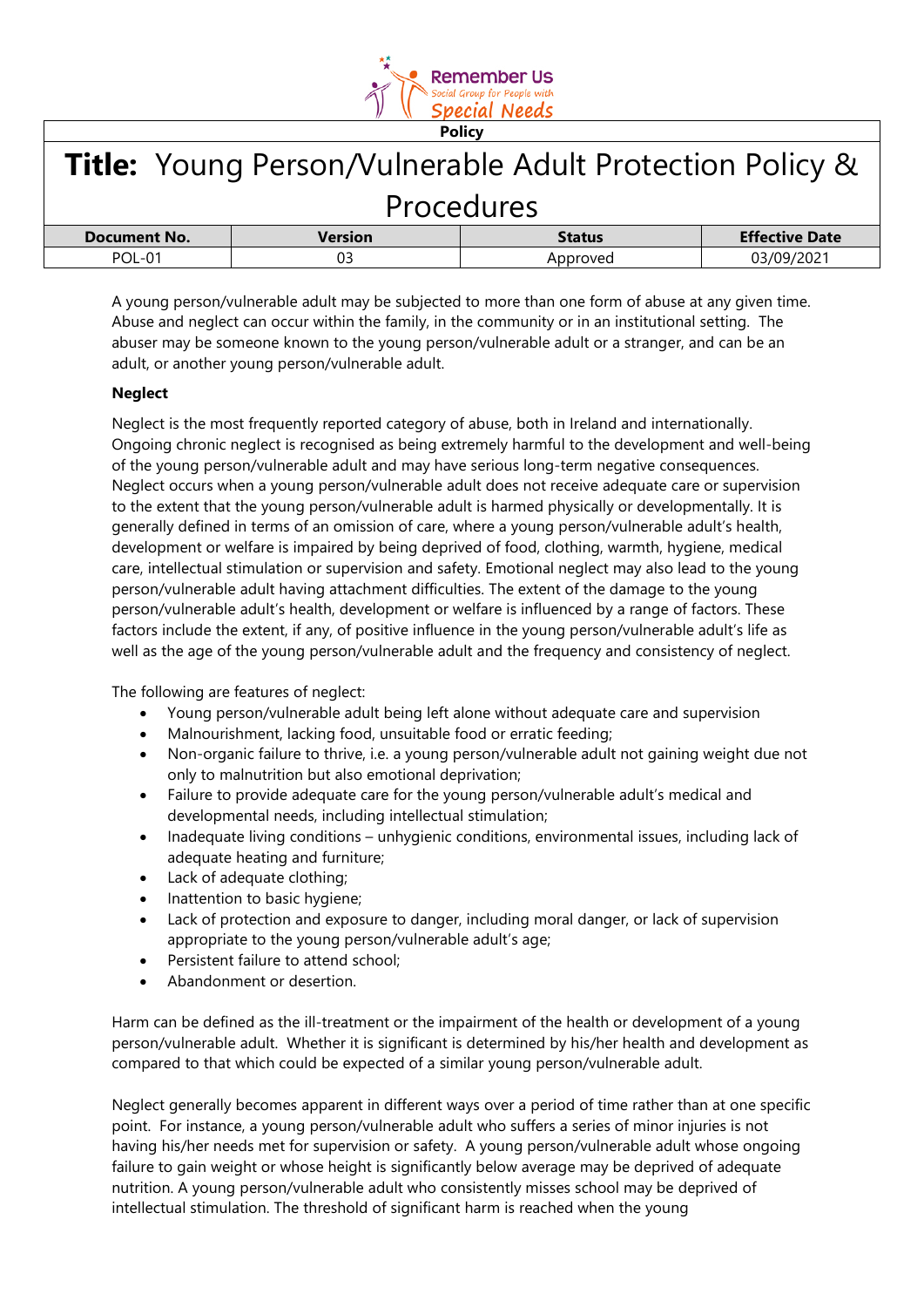A young person/vulnerable adult may be subjected to more than one form of abuse at any given time. Abuse and neglect can occur within the family, in the community or in an institutional setting. The abuser may be someone known to the young person/vulnerable adult or a stranger, and can be an adult, or another young person/vulnerable adult.

**Neglect**

Neglect is the most frequently reported category of abuse, both in Ireland and internationally. Ongoing chronic neglect is recognised as being extremely harmful to the development and well-being of the young person/vulnerable adult and may have serious long-term negative consequences. Neglect occurs when a young person/vulnerable adult does not receive adequate care or supervision to the extent that the young person/vulnerable adult is harmed physically or developmentally. It is generally defined in terms of an omission of care, where a young person/vulnerable adult's health, development or welfare is impaired by being deprived of food, clothing, warmth, hygiene, medical care, intellectual stimulation or supervision and safety. Emotional neglect may also lead to the young person/vulnerable adult having attachment difficulties. The extent of the damage to the young person/vulnerable adult's health, development or welfare is influenced by a range of factors. These factors include the extent, if any, of positive influence in the young person/vulnerable adult's life as well as the age of the young person/vulnerable adult and the frequency and consistency of neglect.

The following are features of neglect:

- Young person/vulnerable adult being left alone without adequate care and supervision
- Malnourishment, lacking food, unsuitable food or erratic feeding;
- Non-organic failure to thrive, i.e. a young person/vulnerable adult not gaining weight due not only to malnutrition but also emotional deprivation;
- Failure to provide adequate care for the young person/vulnerable adult's medical and developmental needs, including intellectual stimulation;
- Inadequate living conditions – unhygienic conditions, environmental issues, including lack of adequate heating and furniture;
- Lack of adequate clothing;
- Inattention to basic hygiene;
- Lack of protection and exposure to danger, including moral danger, or lack of supervision appropriate to the young person/vulnerable adult's age;
- Persistent failure to attend school;
- Abandonment or desertion.

Harm can be defined as the ill-treatment or the impairment of the health or development of a young person/vulnerable adult. Whether it is significant is determined by his/her health and development as compared to that which could be expected of a similar young person/vulnerable adult.

Neglect generally becomes apparent in different ways over a period of time rather than at one specific point. For instance, a young person/vulnerable adult who suffers a series of minor injuries is not having his/her needs met for supervision or safety. A young person/vulnerable adult whose ongoing failure to gain weight or whose height is significantly below average may be deprived of adequate nutrition. A young person/vulnerable adult who consistently misses school may be deprived of intellectual stimulation. The threshold of significant harm is reached when the young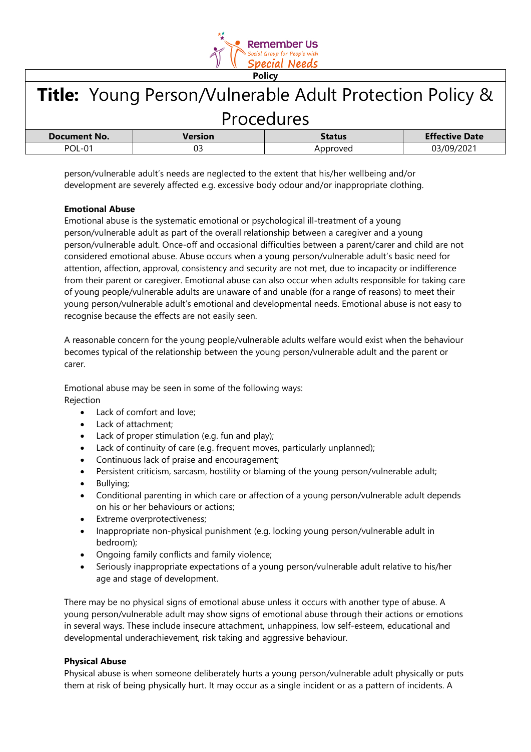person/vulnerable adult's needs are neglected to the extent that his/her wellbeing and/or development are severely affected e.g. excessive body odour and/or inappropriate clothing.

**Emotional Abuse**

Emotional abuse is the systematic emotional or psychological ill-treatment of a young person/vulnerable adult as part of the overall relationship between a caregiver and a young person/vulnerable adult. Once-off and occasional difficulties between a parent/carer and child are not considered emotional abuse. Abuse occurs when a young person/vulnerable adult's basic need for attention, affection, approval, consistency and security are not met, due to incapacity or indifference from their parent or caregiver. Emotional abuse can also occur when adults responsible for taking care of young people/vulnerable adults are unaware of and unable (for a range of reasons) to meet their young person/vulnerable adult's emotional and developmental needs. Emotional abuse is not easy to recognise because the effects are not easily seen.

A reasonable concern for the young people/vulnerable adults welfare would exist when the behaviour becomes typical of the relationship between the young person/vulnerable adult and the parent or carer.

Emotional abuse may be seen in some of the following ways:
Rejection

- Lack of comfort and love;
- Lack of attachment;
- Lack of proper stimulation (e.g. fun and play);
- Lack of continuity of care (e.g. frequent moves, particularly unplanned);
- Continuous lack of praise and encouragement;
- Persistent criticism, sarcasm, hostility or blaming of the young person/vulnerable adult;
- Bullying;
- Conditional parenting in which care or affection of a young person/vulnerable adult depends on his or her behaviours or actions;
- Extreme overprotectiveness;
- Inappropriate non-physical punishment (e.g. locking young person/vulnerable adult in bedroom);
- Ongoing family conflicts and family violence;
- Seriously inappropriate expectations of a young person/vulnerable adult relative to his/her age and stage of development.

There may be no physical signs of emotional abuse unless it occurs with another type of abuse. A young person/vulnerable adult may show signs of emotional abuse through their actions or emotions in several ways. These include insecure attachment, unhappiness, low self-esteem, educational and developmental underachievement, risk taking and aggressive behaviour.

**Physical Abuse**

Physical abuse is when someone deliberately hurts a young person/vulnerable adult physically or puts them at risk of being physically hurt. It may occur as a single incident or as a pattern of incidents. A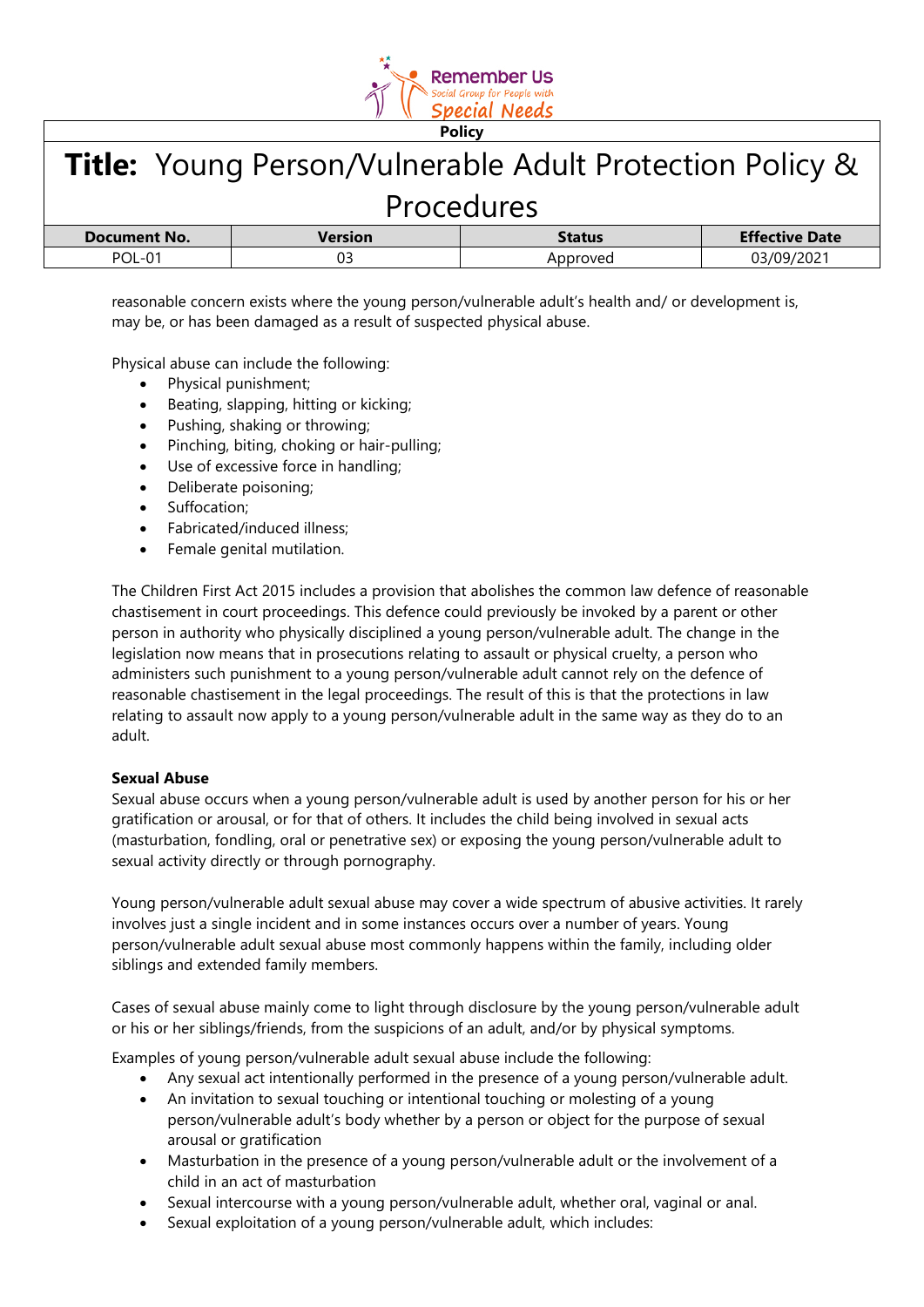reasonable concern exists where the young person/vulnerable adult's health and/ or development is, may be, or has been damaged as a result of suspected physical abuse.

Physical abuse can include the following:

- Physical punishment;
- Beating, slapping, hitting or kicking;
- Pushing, shaking or throwing;
- Pinching, biting, choking or hair-pulling;
- Use of excessive force in handling;
- Deliberate poisoning;
- Suffocation;
- Fabricated/induced illness;
- Female genital mutilation.

The Children First Act 2015 includes a provision that abolishes the common law defence of reasonable chastisement in court proceedings. This defence could previously be invoked by a parent or other person in authority who physically disciplined a young person/vulnerable adult. The change in the legislation now means that in prosecutions relating to assault or physical cruelty, a person who administers such punishment to a young person/vulnerable adult cannot rely on the defence of reasonable chastisement in the legal proceedings. The result of this is that the protections in law relating to assault now apply to a young person/vulnerable adult in the same way as they do to an adult.

**Sexual Abuse**

Sexual abuse occurs when a young person/vulnerable adult is used by another person for his or her gratification or arousal, or for that of others. It includes the child being involved in sexual acts (masturbation, fondling, oral or penetrative sex) or exposing the young person/vulnerable adult to sexual activity directly or through pornography.

Young person/vulnerable adult sexual abuse may cover a wide spectrum of abusive activities. It rarely involves just a single incident and in some instances occurs over a number of years. Young person/vulnerable adult sexual abuse most commonly happens within the family, including older siblings and extended family members.

Cases of sexual abuse mainly come to light through disclosure by the young person/vulnerable adult or his or her siblings/friends, from the suspicions of an adult, and/or by physical symptoms.

Examples of young person/vulnerable adult sexual abuse include the following:

- Any sexual act intentionally performed in the presence of a young person/vulnerable adult.
- An invitation to sexual touching or intentional touching or molesting of a young person/vulnerable adult's body whether by a person or object for the purpose of sexual arousal or gratification
- Masturbation in the presence of a young person/vulnerable adult or the involvement of a child in an act of masturbation
- Sexual intercourse with a young person/vulnerable adult, whether oral, vaginal or anal.
- Sexual exploitation of a young person/vulnerable adult, which includes: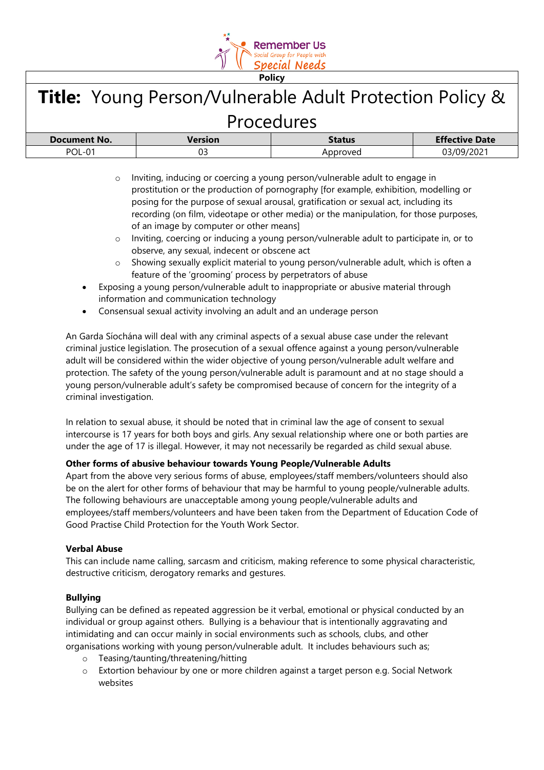- Inviting, inducing or coercing a young person/vulnerable adult to engage in prostitution or the production of pornography [for example, exhibition, modelling or posing for the purpose of sexual arousal, gratification or sexual act, including its recording (on film, videotape or other media) or the manipulation, for those purposes, of an image by computer or other means]
  - Inviting, coercing or inducing a young person/vulnerable adult to participate in, or to observe, any sexual, indecent or obscene act
  - Showing sexually explicit material to young person/vulnerable adult, which is often a feature of the 'grooming' process by perpetrators of abuse
- Exposing a young person/vulnerable adult to inappropriate or abusive material through information and communication technology
- Consensual sexual activity involving an adult and an underage person

An Garda Síochána will deal with any criminal aspects of a sexual abuse case under the relevant criminal justice legislation. The prosecution of a sexual offence against a young person/vulnerable adult will be considered within the wider objective of young person/vulnerable adult welfare and protection. The safety of the young person/vulnerable adult is paramount and at no stage should a young person/vulnerable adult's safety be compromised because of concern for the integrity of a criminal investigation.

In relation to sexual abuse, it should be noted that in criminal law the age of consent to sexual intercourse is 17 years for both boys and girls. Any sexual relationship where one or both parties are under the age of 17 is illegal. However, it may not necessarily be regarded as child sexual abuse.

**Other forms of abusive behaviour towards Young People/Vulnerable Adults**

Apart from the above very serious forms of abuse, employees/staff members/volunteers should also be on the alert for other forms of behaviour that may be harmful to young people/vulnerable adults. The following behaviours are unacceptable among young people/vulnerable adults and employees/staff members/volunteers and have been taken from the Department of Education Code of Good Practise Child Protection for the Youth Work Sector.

**Verbal Abuse**

This can include name calling, sarcasm and criticism, making reference to some physical characteristic, destructive criticism, derogatory remarks and gestures.

**Bullying**

Bullying can be defined as repeated aggression be it verbal, emotional or physical conducted by an individual or group against others. Bullying is a behaviour that is intentionally aggravating and intimidating and can occur mainly in social environments such as schools, clubs, and other organisations working with young person/vulnerable adult. It includes behaviours such as;

- Teasing/taunting/threatening/hitting
- Extortion behaviour by one or more children against a target person e.g. Social Network websites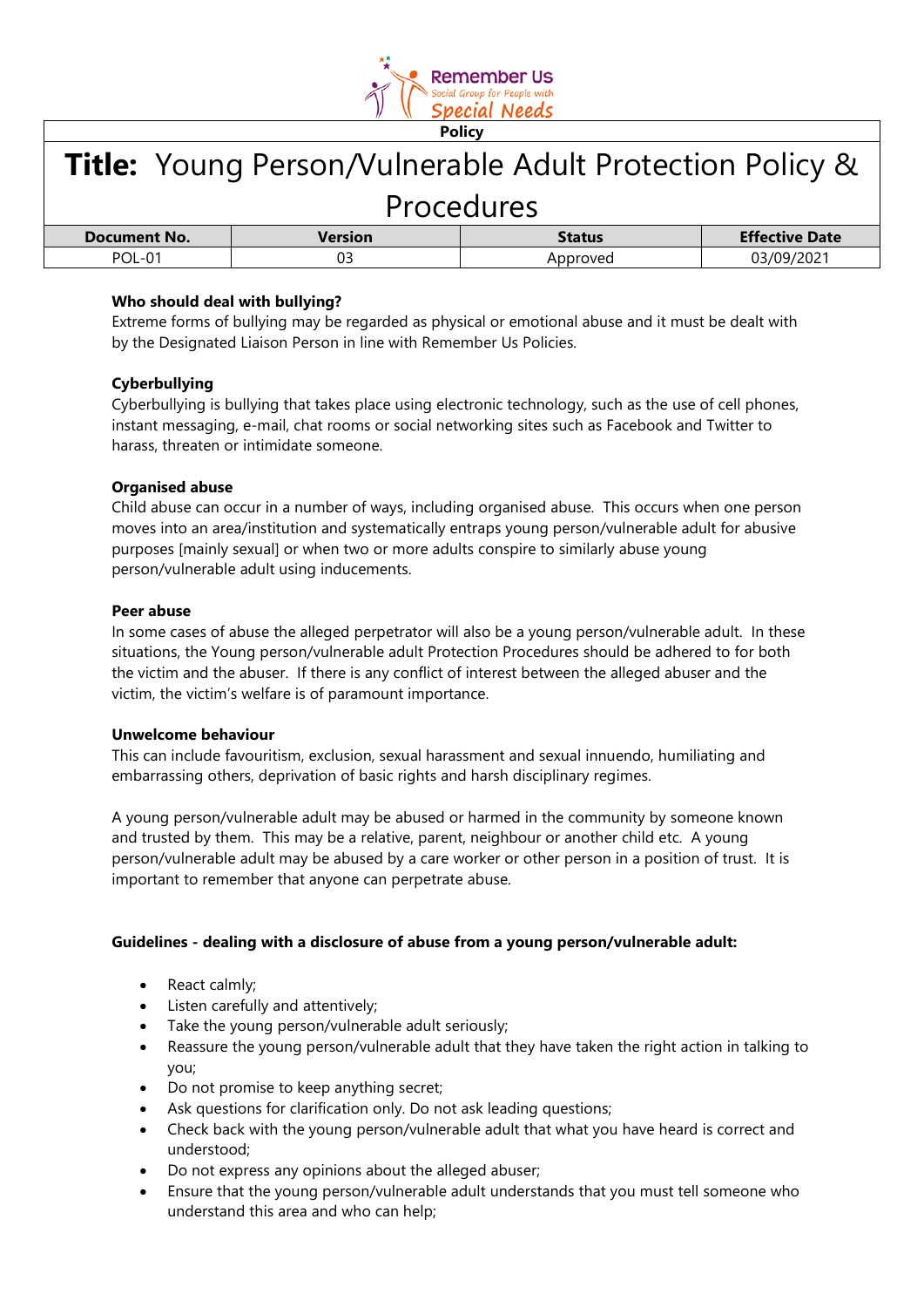**Who should deal with bullying?**
Extreme forms of bullying may be regarded as physical or emotional abuse and it must be dealt with by the Designated Liaison Person in line with Remember Us Policies.

**Cyberbullying**
Cyberbullying is bullying that takes place using electronic technology, such as the use of cell phones, instant messaging, e-mail, chat rooms or social networking sites such as Facebook and Twitter to harass, threaten or intimidate someone.

**Organised abuse**
Child abuse can occur in a number of ways, including organised abuse. This occurs when one person moves into an area/institution and systematically entraps young person/vulnerable adult for abusive purposes [mainly sexual] or when two or more adults conspire to similarly abuse young person/vulnerable adult using inducements.

**Peer abuse**
In some cases of abuse the alleged perpetrator will also be a young person/vulnerable adult. In these situations, the Young person/vulnerable adult Protection Procedures should be adhered to for both the victim and the abuser. If there is any conflict of interest between the alleged abuser and the victim, the victim's welfare is of paramount importance.

**Unwelcome behaviour**
This can include favouritism, exclusion, sexual harassment and sexual innuendo, humiliating and embarrassing others, deprivation of basic rights and harsh disciplinary regimes.

A young person/vulnerable adult may be abused or harmed in the community by someone known and trusted by them. This may be a relative, parent, neighbour or another child etc. A young person/vulnerable adult may be abused by a care worker or other person in a position of trust. It is important to remember that anyone can perpetrate abuse.

**Guidelines - dealing with a disclosure of abuse from a young person/vulnerable adult:**

- React calmly;
- Listen carefully and attentively;
- Take the young person/vulnerable adult seriously;
- Reassure the young person/vulnerable adult that they have taken the right action in talking to you;
- Do not promise to keep anything secret;
- Ask questions for clarification only. Do not ask leading questions;
- Check back with the young person/vulnerable adult that what you have heard is correct and understood;
- Do not express any opinions about the alleged abuser;
- Ensure that the young person/vulnerable adult understands that you must tell someone who understand this area and who can help;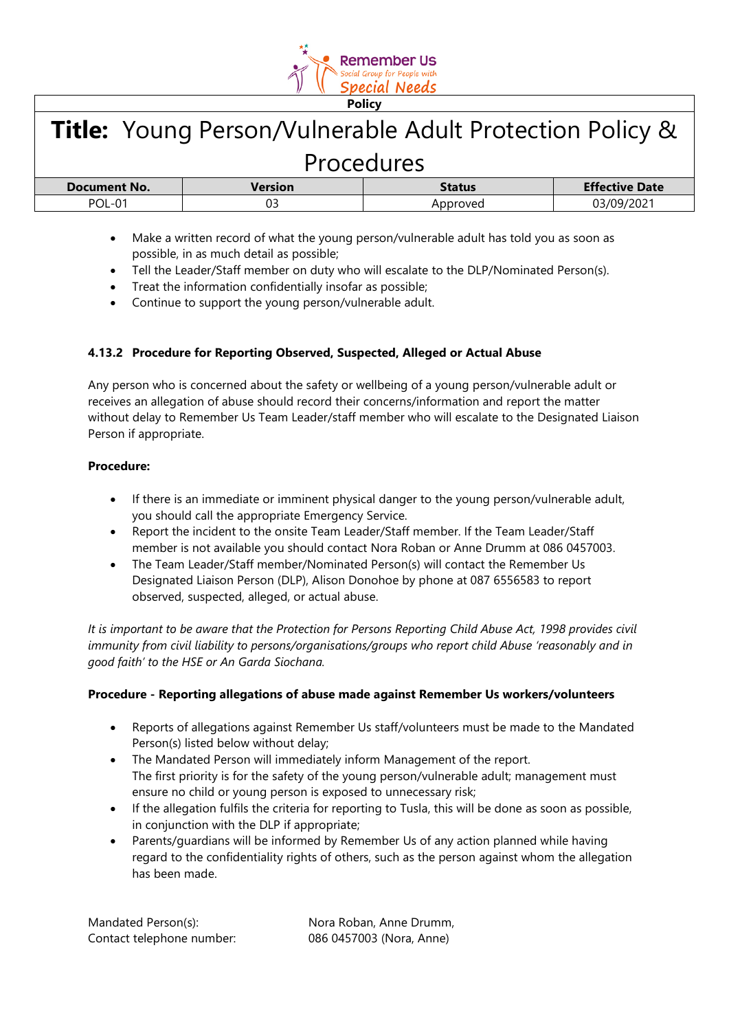- Make a written record of what the young person/vulnerable adult has told you as soon as possible, in as much detail as possible;
- Tell the Leader/Staff member on duty who will escalate to the DLP/Nominated Person(s).
- Treat the information confidentially insofar as possible;
- Continue to support the young person/vulnerable adult.

### 4.13.2 Procedure for Reporting Observed, Suspected, Alleged or Actual Abuse

Any person who is concerned about the safety or wellbeing of a young person/vulnerable adult or receives an allegation of abuse should record their concerns/information and report the matter without delay to Remember Us Team Leader/staff member who will escalate to the Designated Liaison Person if appropriate.

**Procedure:**

- If there is an immediate or imminent physical danger to the young person/vulnerable adult, you should call the appropriate Emergency Service.
- Report the incident to the onsite Team Leader/Staff member. If the Team Leader/Staff member is not available you should contact Nora Roban or Anne Drumm at 086 0457003.
- The Team Leader/Staff member/Nominated Person(s) will contact the Remember Us Designated Liaison Person (DLP), Alison Donohoe by phone at 087 6556583 to report observed, suspected, alleged, or actual abuse.

*It is important to be aware that the Protection for Persons Reporting Child Abuse Act, 1998 provides civil immunity from civil liability to persons/organisations/groups who report child Abuse 'reasonably and in good faith' to the HSE or An Garda Siochana.*

**Procedure - Reporting allegations of abuse made against Remember Us workers/volunteers**

- Reports of allegations against Remember Us staff/volunteers must be made to the Mandated Person(s) listed below without delay;
- The Mandated Person will immediately inform Management of the report. The first priority is for the safety of the young person/vulnerable adult; management must ensure no child or young person is exposed to unnecessary risk;
- If the allegation fulfils the criteria for reporting to Tusla, this will be done as soon as possible, in conjunction with the DLP if appropriate;
- Parents/guardians will be informed by Remember Us of any action planned while having regard to the confidentiality rights of others, such as the person against whom the allegation has been made.

Mandated Person(s): Nora Roban, Anne Drumm,
Contact telephone number: 086 0457003 (Nora, Anne)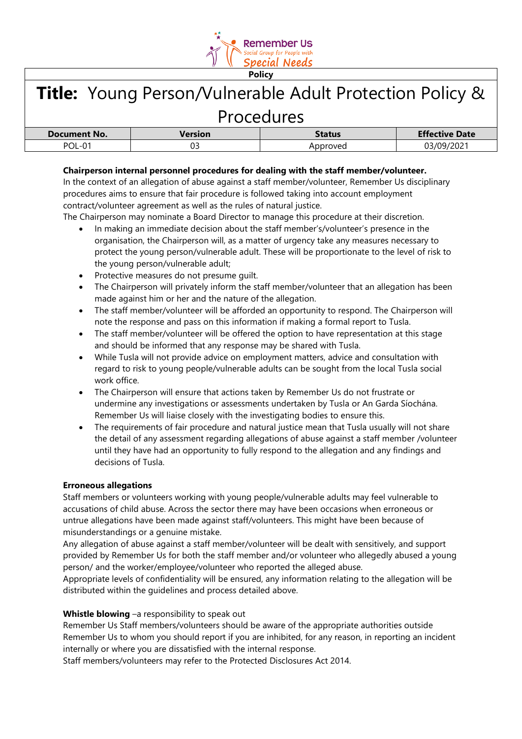**Chairperson internal personnel procedures for dealing with the staff member/volunteer.**

In the context of an allegation of abuse against a staff member/volunteer, Remember Us disciplinary procedures aims to ensure that fair procedure is followed taking into account employment contract/volunteer agreement as well as the rules of natural justice.

The Chairperson may nominate a Board Director to manage this procedure at their discretion.

- In making an immediate decision about the staff member's/volunteer's presence in the organisation, the Chairperson will, as a matter of urgency take any measures necessary to protect the young person/vulnerable adult. These will be proportionate to the level of risk to the young person/vulnerable adult;
- Protective measures do not presume guilt.
- The Chairperson will privately inform the staff member/volunteer that an allegation has been made against him or her and the nature of the allegation.
- The staff member/volunteer will be afforded an opportunity to respond. The Chairperson will note the response and pass on this information if making a formal report to Tusla.
- The staff member/volunteer will be offered the option to have representation at this stage and should be informed that any response may be shared with Tusla.
- While Tusla will not provide advice on employment matters, advice and consultation with regard to risk to young people/vulnerable adults can be sought from the local Tusla social work office.
- The Chairperson will ensure that actions taken by Remember Us do not frustrate or undermine any investigations or assessments undertaken by Tusla or An Garda Síochána. Remember Us will liaise closely with the investigating bodies to ensure this.
- The requirements of fair procedure and natural justice mean that Tusla usually will not share the detail of any assessment regarding allegations of abuse against a staff member /volunteer until they have had an opportunity to fully respond to the allegation and any findings and decisions of Tusla.

**Erroneous allegations**

Staff members or volunteers working with young people/vulnerable adults may feel vulnerable to accusations of child abuse. Across the sector there may have been occasions when erroneous or untrue allegations have been made against staff/volunteers. This might have been because of misunderstandings or a genuine mistake.

Any allegation of abuse against a staff member/volunteer will be dealt with sensitively, and support provided by Remember Us for both the staff member and/or volunteer who allegedly abused a young person/ and the worker/employee/volunteer who reported the alleged abuse.

Appropriate levels of confidentiality will be ensured, any information relating to the allegation will be distributed within the guidelines and process detailed above.

**Whistle blowing** –a responsibility to speak out

Remember Us Staff members/volunteers should be aware of the appropriate authorities outside Remember Us to whom you should report if you are inhibited, for any reason, in reporting an incident internally or where you are dissatisfied with the internal response.

Staff members/volunteers may refer to the Protected Disclosures Act 2014.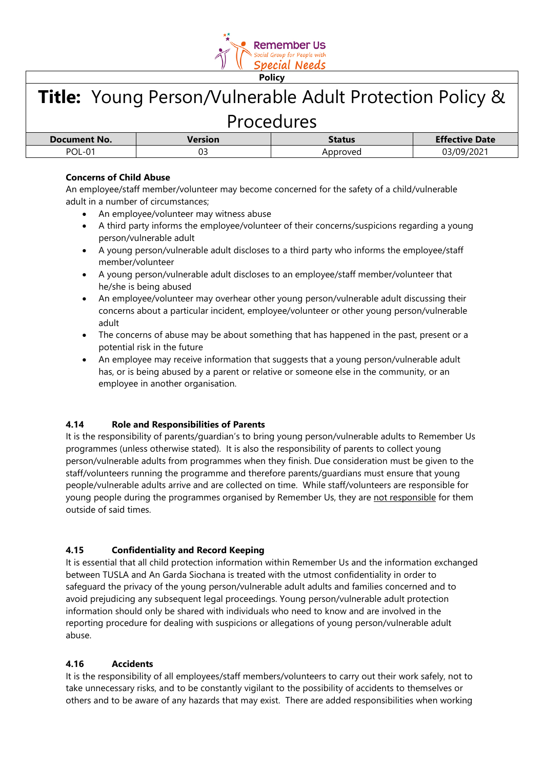**Concerns of Child Abuse**

An employee/staff member/volunteer may become concerned for the safety of a child/vulnerable adult in a number of circumstances;

- An employee/volunteer may witness abuse
- A third party informs the employee/volunteer of their concerns/suspicions regarding a young person/vulnerable adult
- A young person/vulnerable adult discloses to a third party who informs the employee/staff member/volunteer
- A young person/vulnerable adult discloses to an employee/staff member/volunteer that he/she is being abused
- An employee/volunteer may overhear other young person/vulnerable adult discussing their concerns about a particular incident, employee/volunteer or other young person/vulnerable adult
- The concerns of abuse may be about something that has happened in the past, present or a potential risk in the future
- An employee may receive information that suggests that a young person/vulnerable adult has, or is being abused by a parent or relative or someone else in the community, or an employee in another organisation.

### 4.14 Role and Responsibilities of Parents

It is the responsibility of parents/guardian's to bring young person/vulnerable adults to Remember Us programmes (unless otherwise stated). It is also the responsibility of parents to collect young person/vulnerable adults from programmes when they finish. Due consideration must be given to the staff/volunteers running the programme and therefore parents/guardians must ensure that young people/vulnerable adults arrive and are collected on time. While staff/volunteers are responsible for young people during the programmes organised by Remember Us, they are <u>not responsible</u> for them outside of said times.

### 4.15 Confidentiality and Record Keeping

It is essential that all child protection information within Remember Us and the information exchanged between TUSLA and An Garda Siochana is treated with the utmost confidentiality in order to safeguard the privacy of the young person/vulnerable adult adults and families concerned and to avoid prejudicing any subsequent legal proceedings. Young person/vulnerable adult protection information should only be shared with individuals who need to know and are involved in the reporting procedure for dealing with suspicions or allegations of young person/vulnerable adult abuse.

### 4.16 Accidents

It is the responsibility of all employees/staff members/volunteers to carry out their work safely, not to take unnecessary risks, and to be constantly vigilant to the possibility of accidents to themselves or others and to be aware of any hazards that may exist. There are added responsibilities when working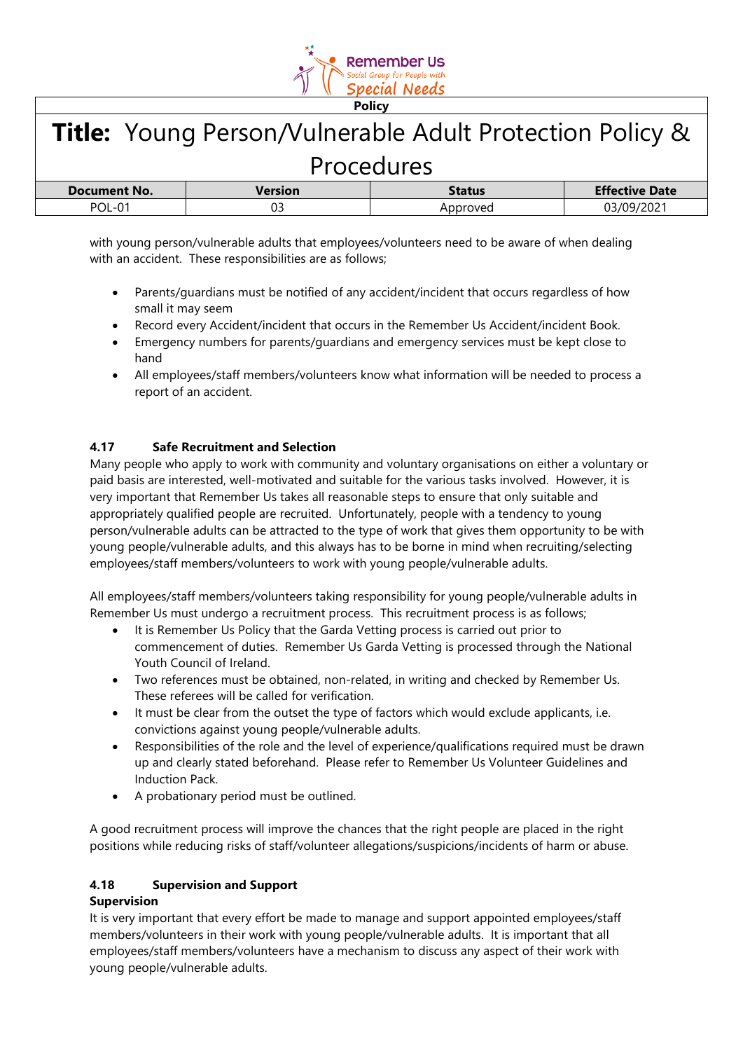with young person/vulnerable adults that employees/volunteers need to be aware of when dealing with an accident. These responsibilities are as follows;

- Parents/guardians must be notified of any accident/incident that occurs regardless of how small it may seem
- Record every Accident/incident that occurs in the Remember Us Accident/incident Book.
- Emergency numbers for parents/guardians and emergency services must be kept close to hand
- All employees/staff members/volunteers know what information will be needed to process a report of an accident.

### 4.17 Safe Recruitment and Selection

Many people who apply to work with community and voluntary organisations on either a voluntary or paid basis are interested, well-motivated and suitable for the various tasks involved. However, it is very important that Remember Us takes all reasonable steps to ensure that only suitable and appropriately qualified people are recruited. Unfortunately, people with a tendency to young person/vulnerable adults can be attracted to the type of work that gives them opportunity to be with young people/vulnerable adults, and this always has to be borne in mind when recruiting/selecting employees/staff members/volunteers to work with young people/vulnerable adults.

All employees/staff members/volunteers taking responsibility for young people/vulnerable adults in Remember Us must undergo a recruitment process. This recruitment process is as follows;

- It is Remember Us Policy that the Garda Vetting process is carried out prior to commencement of duties. Remember Us Garda Vetting is processed through the National Youth Council of Ireland.
- Two references must be obtained, non-related, in writing and checked by Remember Us. These referees will be called for verification.
- It must be clear from the outset the type of factors which would exclude applicants, i.e. convictions against young people/vulnerable adults.
- Responsibilities of the role and the level of experience/qualifications required must be drawn up and clearly stated beforehand. Please refer to Remember Us Volunteer Guidelines and Induction Pack.
- A probationary period must be outlined.

A good recruitment process will improve the chances that the right people are placed in the right positions while reducing risks of staff/volunteer allegations/suspicions/incidents of harm or abuse.

### 4.18 Supervision and Support

**Supervision**

It is very important that every effort be made to manage and support appointed employees/staff members/volunteers in their work with young people/vulnerable adults. It is important that all employees/staff members/volunteers have a mechanism to discuss any aspect of their work with young people/vulnerable adults.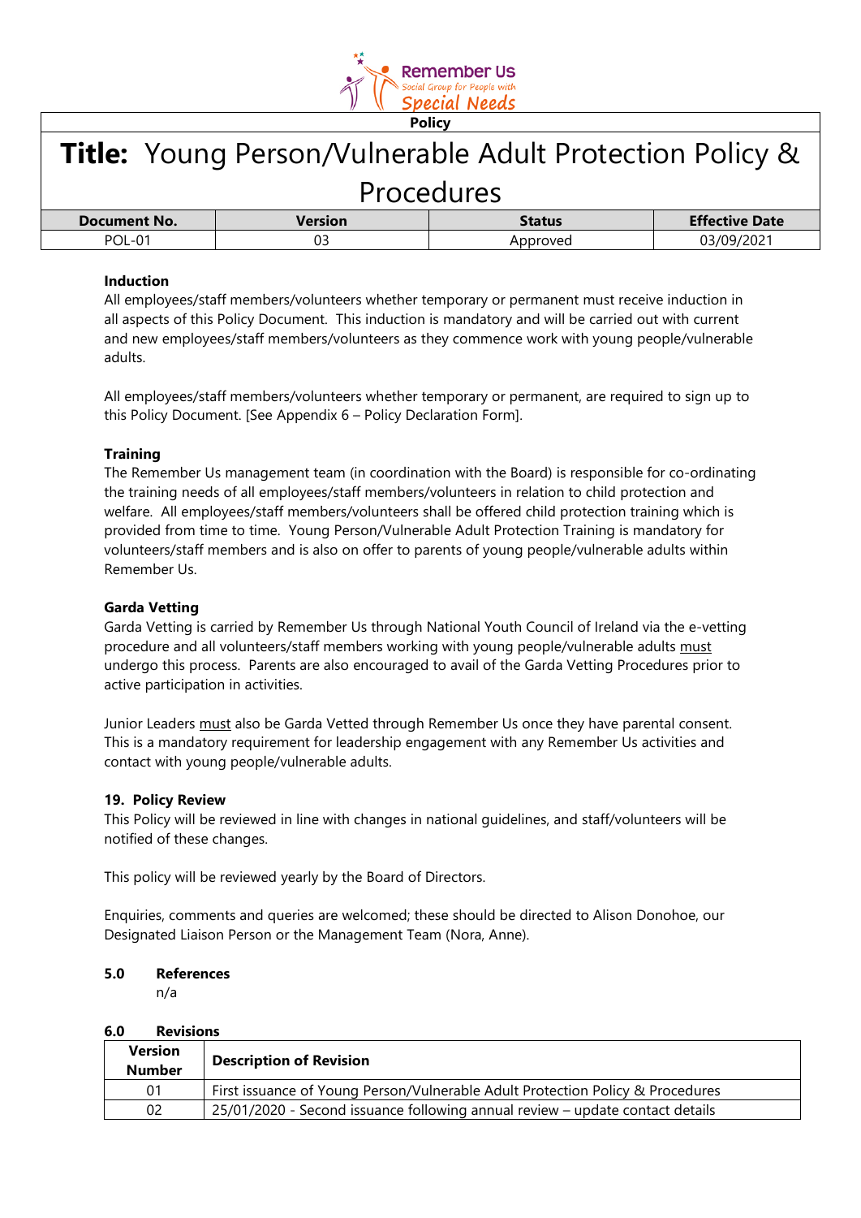| Document No. | Version | Status | Effective Date |
|---|---|---|---|
| POL-01 | 03 | Approved | 03/09/2021 |

**Induction**

All employees/staff members/volunteers whether temporary or permanent must receive induction in all aspects of this Policy Document. This induction is mandatory and will be carried out with current and new employees/staff members/volunteers as they commence work with young people/vulnerable adults.

All employees/staff members/volunteers whether temporary or permanent, are required to sign up to this Policy Document. [See Appendix 6 – Policy Declaration Form].

**Training**

The Remember Us management team (in coordination with the Board) is responsible for co-ordinating the training needs of all employees/staff members/volunteers in relation to child protection and welfare. All employees/staff members/volunteers shall be offered child protection training which is provided from time to time. Young Person/Vulnerable Adult Protection Training is mandatory for volunteers/staff members and is also on offer to parents of young people/vulnerable adults within Remember Us.

**Garda Vetting**

Garda Vetting is carried by Remember Us through National Youth Council of Ireland via the e-vetting procedure and all volunteers/staff members working with young people/vulnerable adults must undergo this process. Parents are also encouraged to avail of the Garda Vetting Procedures prior to active participation in activities.

Junior Leaders must also be Garda Vetted through Remember Us once they have parental consent. This is a mandatory requirement for leadership engagement with any Remember Us activities and contact with young people/vulnerable adults.

**19. Policy Review**

This Policy will be reviewed in line with changes in national guidelines, and staff/volunteers will be notified of these changes.

This policy will be reviewed yearly by the Board of Directors.

Enquiries, comments and queries are welcomed; these should be directed to Alison Donohoe, our Designated Liaison Person or the Management Team (Nora, Anne).

## 5.0 References

n/a

## 6.0 Revisions

| Version Number | Description of Revision |
|---|---|
| 01 | First issuance of Young Person/Vulnerable Adult Protection Policy & Procedures |
| 02 | 25/01/2020 - Second issuance following annual review – update contact details |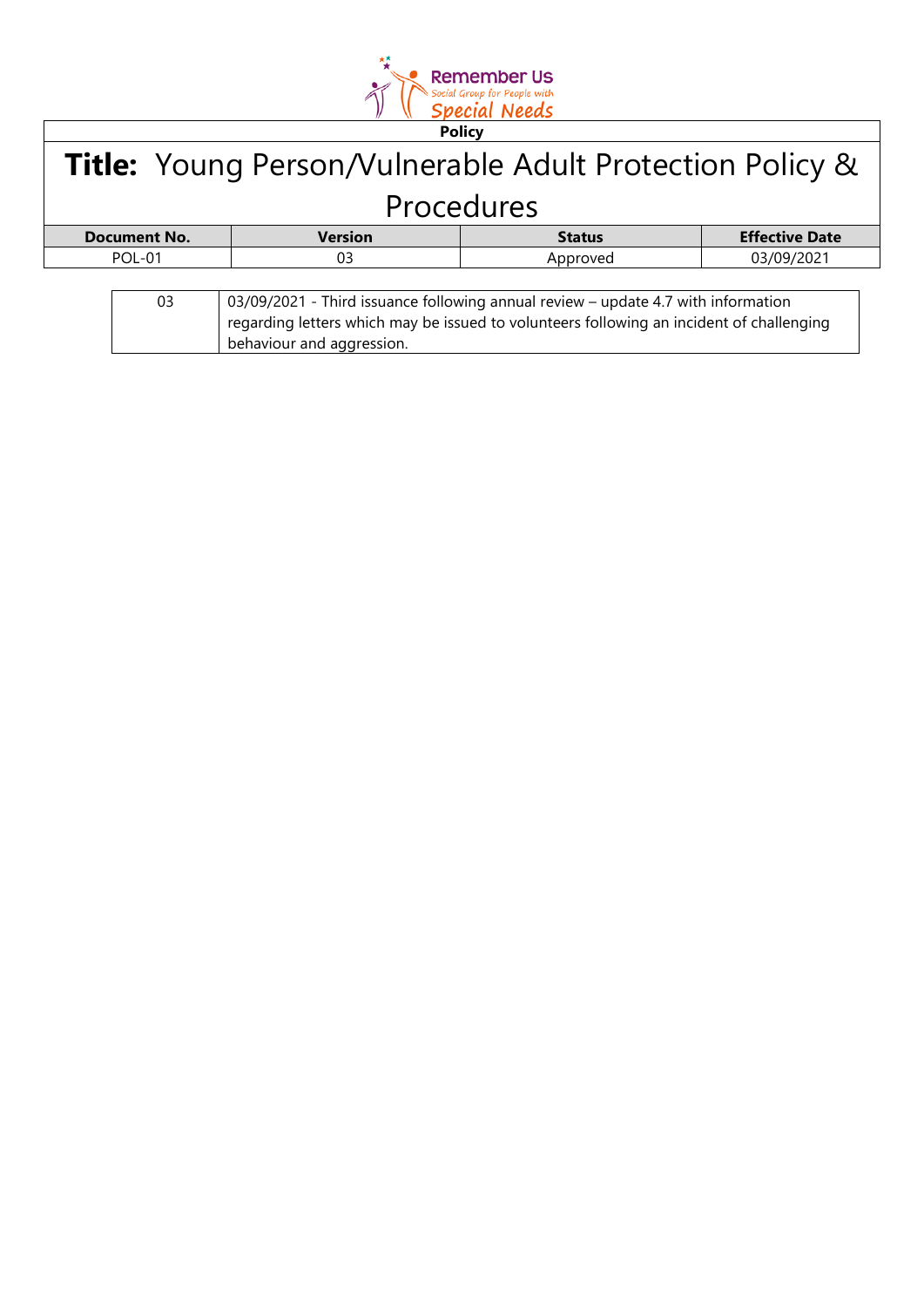| 03 | 03/09/2021 - Third issuance following annual review – update 4.7 with information regarding letters which may be issued to volunteers following an incident of challenging behaviour and aggression. |
|---|---|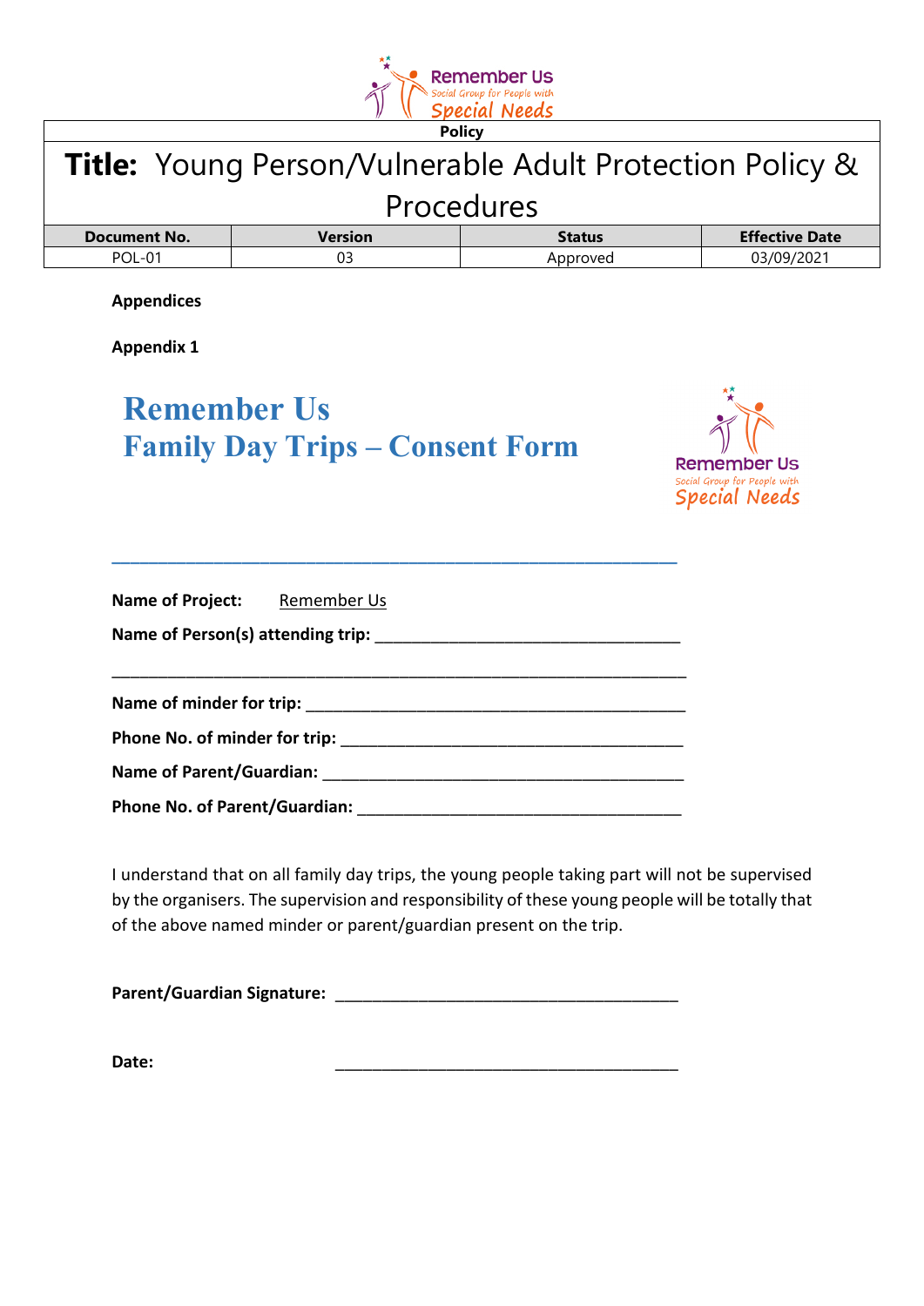**Policy**

| **Title:** Young Person/Vulnerable Adult Protection Policy & Procedures | | | |
|---|---|---|---|
| **Document No.** | **Version** | **Status** | **Effective Date** |
| POL-01 | 03 | Approved | 03/09/2021 |

**Appendices**

**Appendix 1**

# Remember Us
# Family Day Trips – Consent Form

**Name of Project:** Remember Us

**Name of Person(s) attending trip:** ____________________________________

______________________________________________________________________

**Name of minder for trip:** ____________________________________________

**Phone No. of minder for trip:** ________________________________________

**Name of Parent/Guardian:** __________________________________________

**Phone No. of Parent/Guardian:** ______________________________________

I understand that on all family day trips, the young people taking part will not be supervised by the organisers. The supervision and responsibility of these young people will be totally that of the above named minder or parent/guardian present on the trip.

**Parent/Guardian Signature:** ________________________________________

**Date:** ________________________________________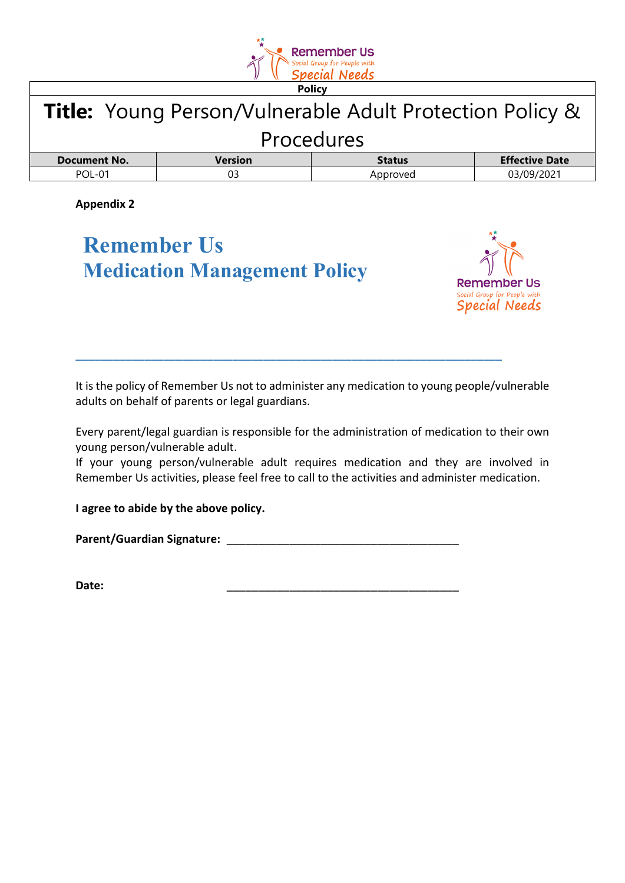**Policy**

# **Title:** Young Person/Vulnerable Adult Protection Policy & Procedures

| Document No. | Version | Status | Effective Date |
| --- | --- | --- | --- |
| POL-01 | 03 | Approved | 03/09/2021 |

**Appendix 2**

## Remember Us
## Medication Management Policy

---

It is the policy of Remember Us not to administer any medication to young people/vulnerable adults on behalf of parents or legal guardians.

Every parent/legal guardian is responsible for the administration of medication to their own young person/vulnerable adult.
If your young person/vulnerable adult requires medication and they are involved in Remember Us activities, please feel free to call to the activities and administer medication.

**I agree to abide by the above policy.**

**Parent/Guardian Signature:** ______________________________________

**Date:** ______________________________________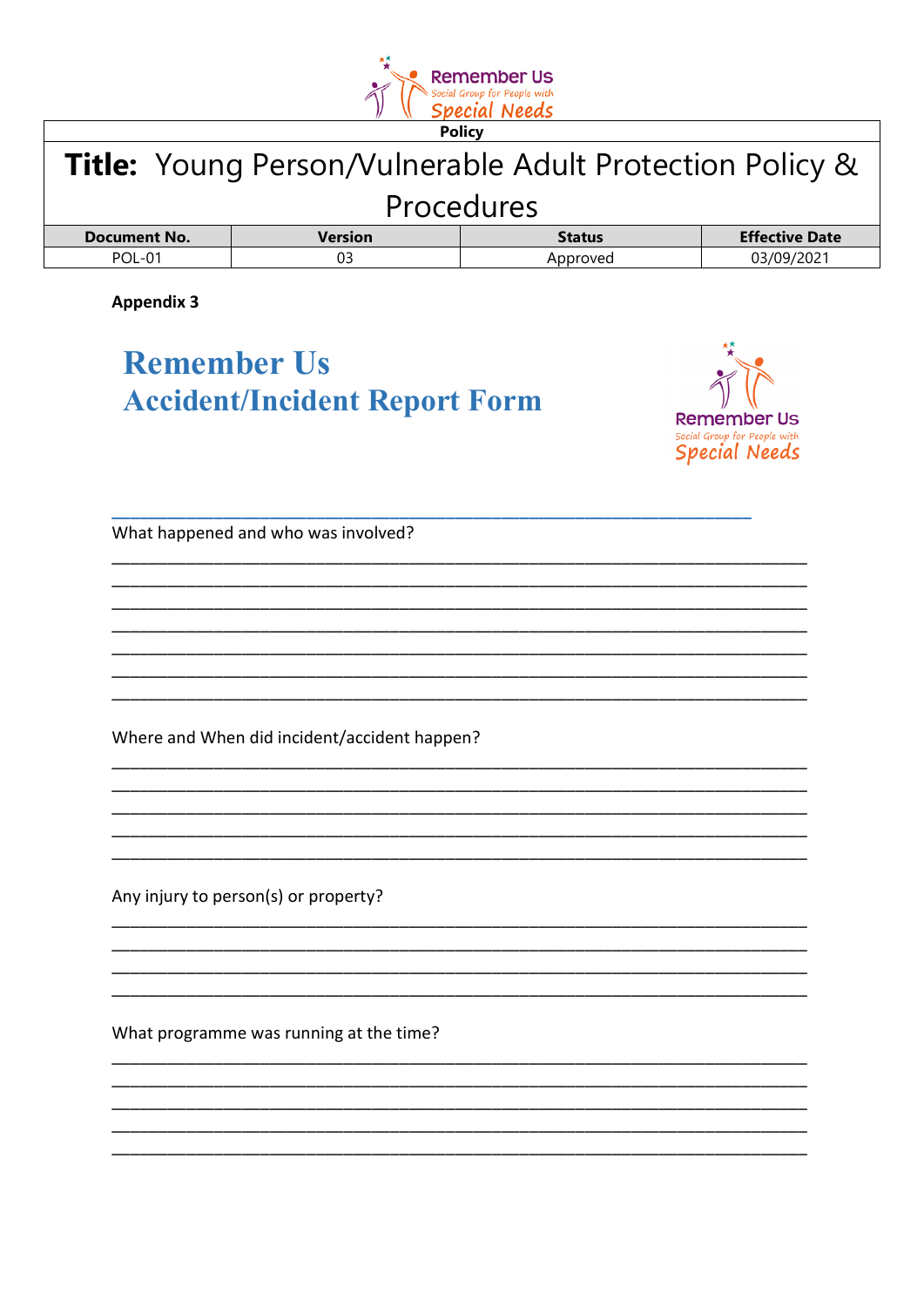Policy

**Title:** Young Person/Vulnerable Adult Protection Policy & Procedures

| Document No. | Version | Status | Effective Date |
|---|---|---|---|
| POL-01 | 03 | Approved | 03/09/2021 |

**Appendix 3**

# Remember Us
# Accident/Incident Report Form

What happened and who was involved?

______________________________________________________________________________
______________________________________________________________________________
______________________________________________________________________________
______________________________________________________________________________
______________________________________________________________________________
______________________________________________________________________________
______________________________________________________________________________

Where and When did incident/accident happen?

______________________________________________________________________________
______________________________________________________________________________
______________________________________________________________________________
______________________________________________________________________________
______________________________________________________________________________

Any injury to person(s) or property?

______________________________________________________________________________
______________________________________________________________________________
______________________________________________________________________________
______________________________________________________________________________

What programme was running at the time?

______________________________________________________________________________
______________________________________________________________________________
______________________________________________________________________________
______________________________________________________________________________
______________________________________________________________________________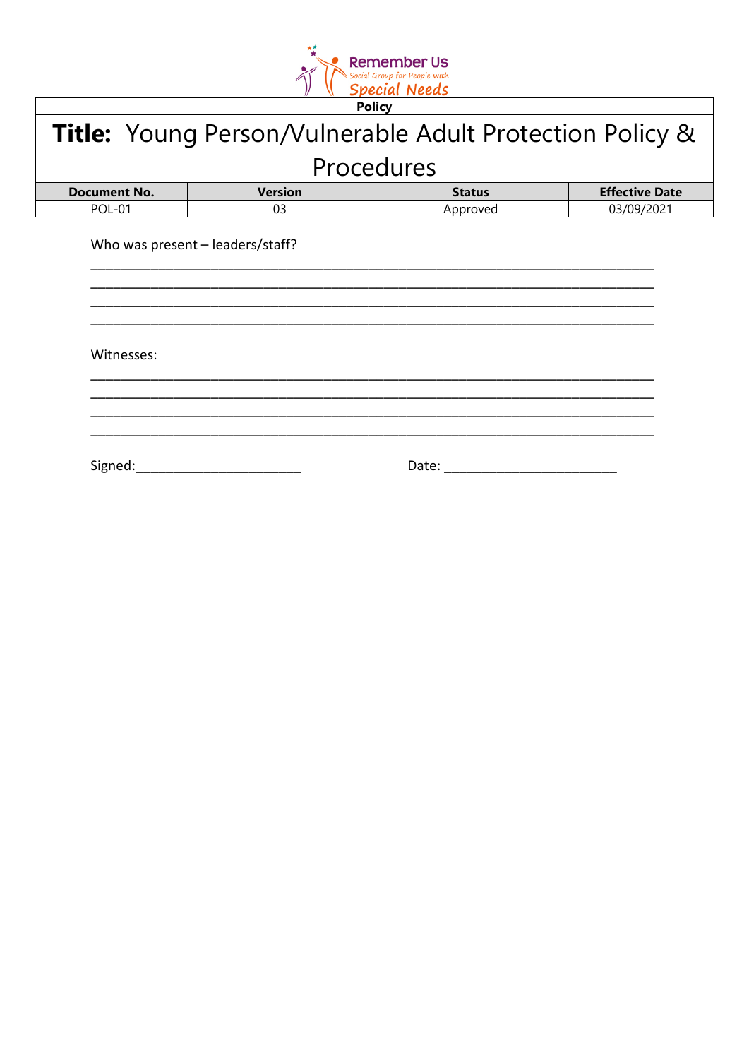Who was present – leaders/staff?

________________________________________________________________________________
________________________________________________________________________________
________________________________________________________________________________
________________________________________________________________________________

Witnesses:

________________________________________________________________________________
________________________________________________________________________________
________________________________________________________________________________
________________________________________________________________________________

Signed:________________________ Date: _________________________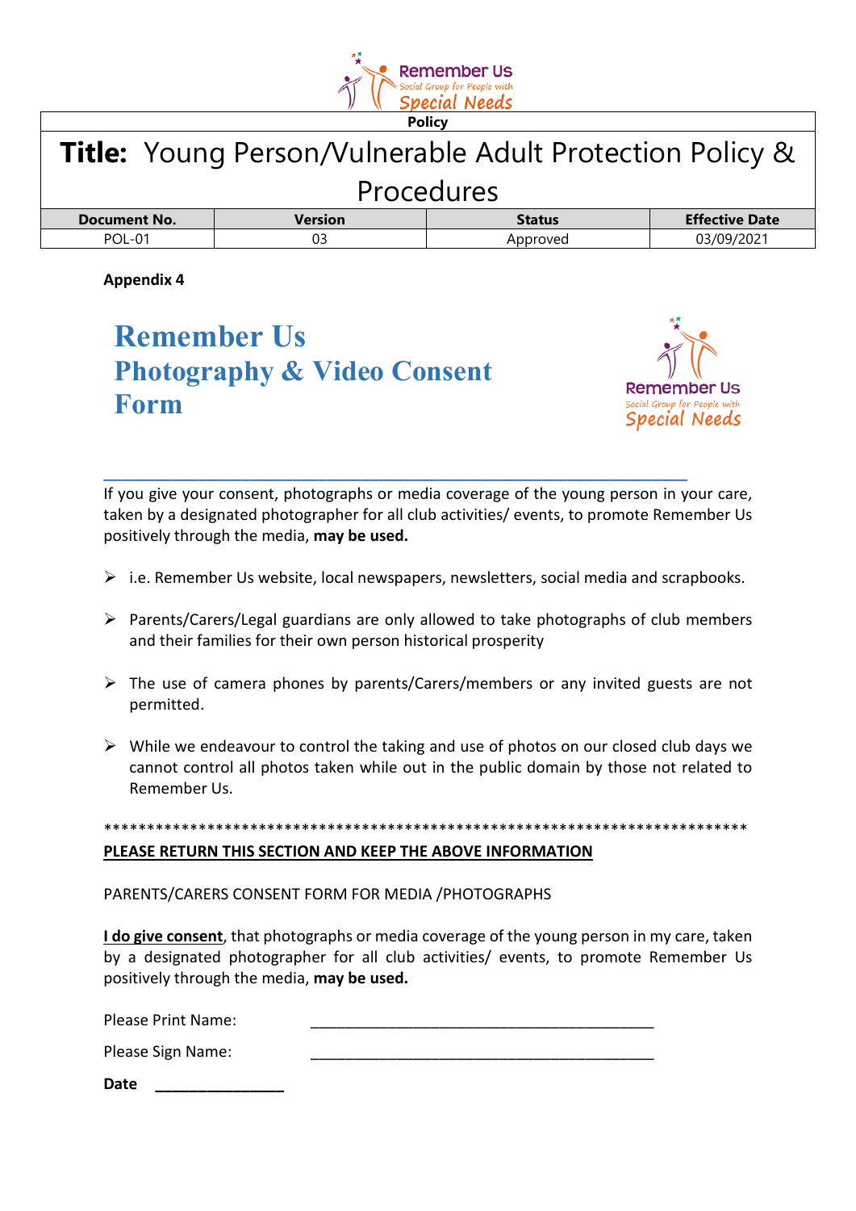**Policy**

# Title: Young Person/Vulnerable Adult Protection Policy & Procedures

| Document No. | Version | Status | Effective Date |
|---|---|---|---|
| POL-01 | 03 | Approved | 03/09/2021 |

**Appendix 4**

## Remember Us Photography & Video Consent Form

If you give your consent, photographs or media coverage of the young person in your care, taken by a designated photographer for all club activities/ events, to promote Remember Us positively through the media, **may be used.**

- i.e. Remember Us website, local newspapers, newsletters, social media and scrapbooks.
- Parents/Carers/Legal guardians are only allowed to take photographs of club members and their families for their own person historical prosperity
- The use of camera phones by parents/Carers/members or any invited guests are not permitted.
- While we endeavour to control the taking and use of photos on our closed club days we cannot control all photos taken while out in the public domain by those not related to Remember Us.

*******************************************************************************

**PLEASE RETURN THIS SECTION AND KEEP THE ABOVE INFORMATION**

PARENTS/CARERS CONSENT FORM FOR MEDIA /PHOTOGRAPHS

**I do give consent**, that photographs or media coverage of the young person in my care, taken by a designated photographer for all club activities/ events, to promote Remember Us positively through the media, **may be used.**

Please Print Name: ________________________________________

Please Sign Name: ________________________________________

**Date** ________________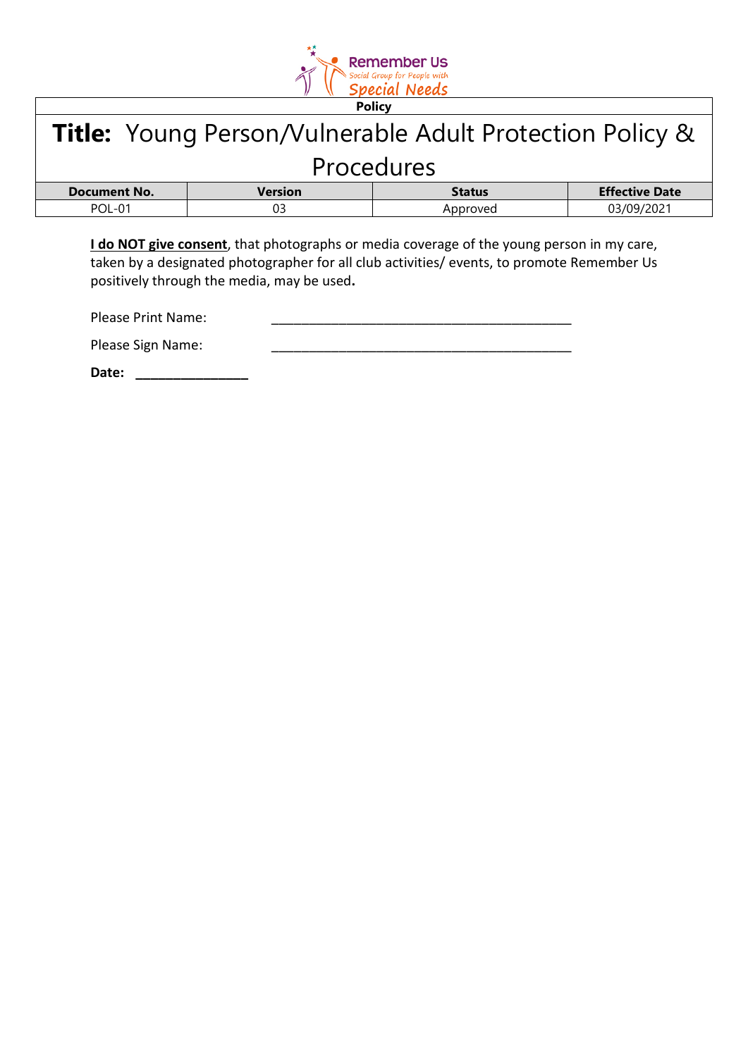**Policy**

# **Title:** Young Person/Vulnerable Adult Protection Policy & Procedures

| Document No. | Version | Status | Effective Date |
| --- | --- | --- | --- |
| POL-01 | 03 | Approved | 03/09/2021 |

**I do NOT give consent**, that photographs or media coverage of the young person in my care, taken by a designated photographer for all club activities/ events, to promote Remember Us positively through the media, may be used**.**

Please Print Name: ___________________________________________

Please Sign Name: ___________________________________________

**Date: ________________**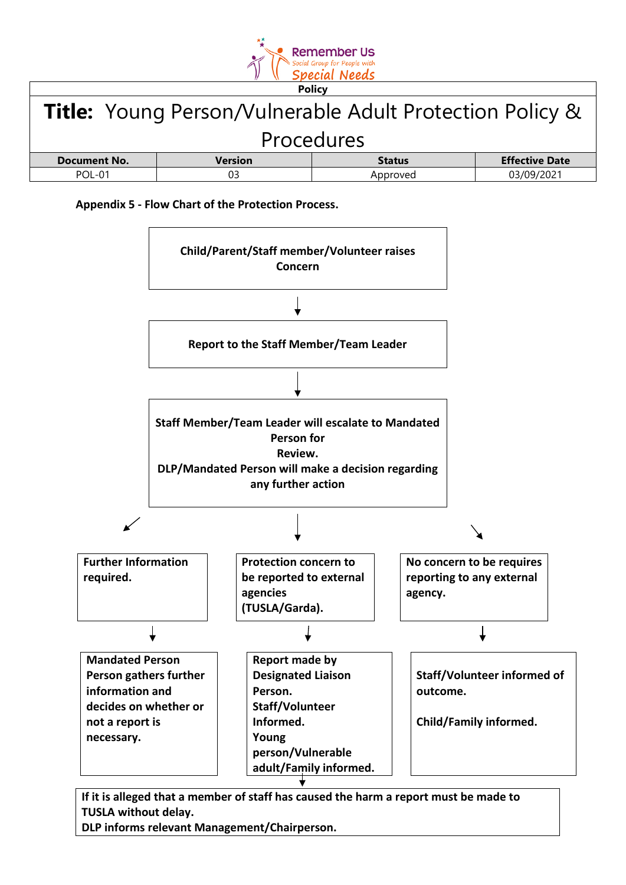Remember Us
Social Group for People with
Special Needs

| Policy | | | |
|---|---|---|---|
| **Title:** Young Person/Vulnerable Adult Protection Policy & Procedures | | | |
| **Document No.** | **Version** | **Status** | **Effective Date** |
| POL-01 | 03 | Approved | 03/09/2021 |

**Appendix 5 - Flow Chart of the Protection Process.**

**Child/Parent/Staff member/Volunteer raises Concern**

↓

**Report to the Staff Member/Team Leader**

↓

**Staff Member/Team Leader will escalate to Mandated Person for Review.**
**DLP/Mandated Person will make a decision regarding any further action**

↙ ↓ ↘

| **Further Information required.** | **Protection concern to be reported to external agencies (TUSLA/Garda).** | **No concern to be requires reporting to any external agency.** |
|---|---|---|
| ↓ | ↓ | ↓ |
| **Mandated Person Person gathers further information and decides on whether or not a report is necessary.** | **Report made by Designated Liaison Person. Staff/Volunteer Informed. Young person/Vulnerable adult/Family informed.** | **Staff/Volunteer informed of outcome.** <br><br> **Child/Family informed.** |

↓

**If it is alleged that a member of staff has caused the harm a report must be made to TUSLA without delay.**
**DLP informs relevant Management/Chairperson.**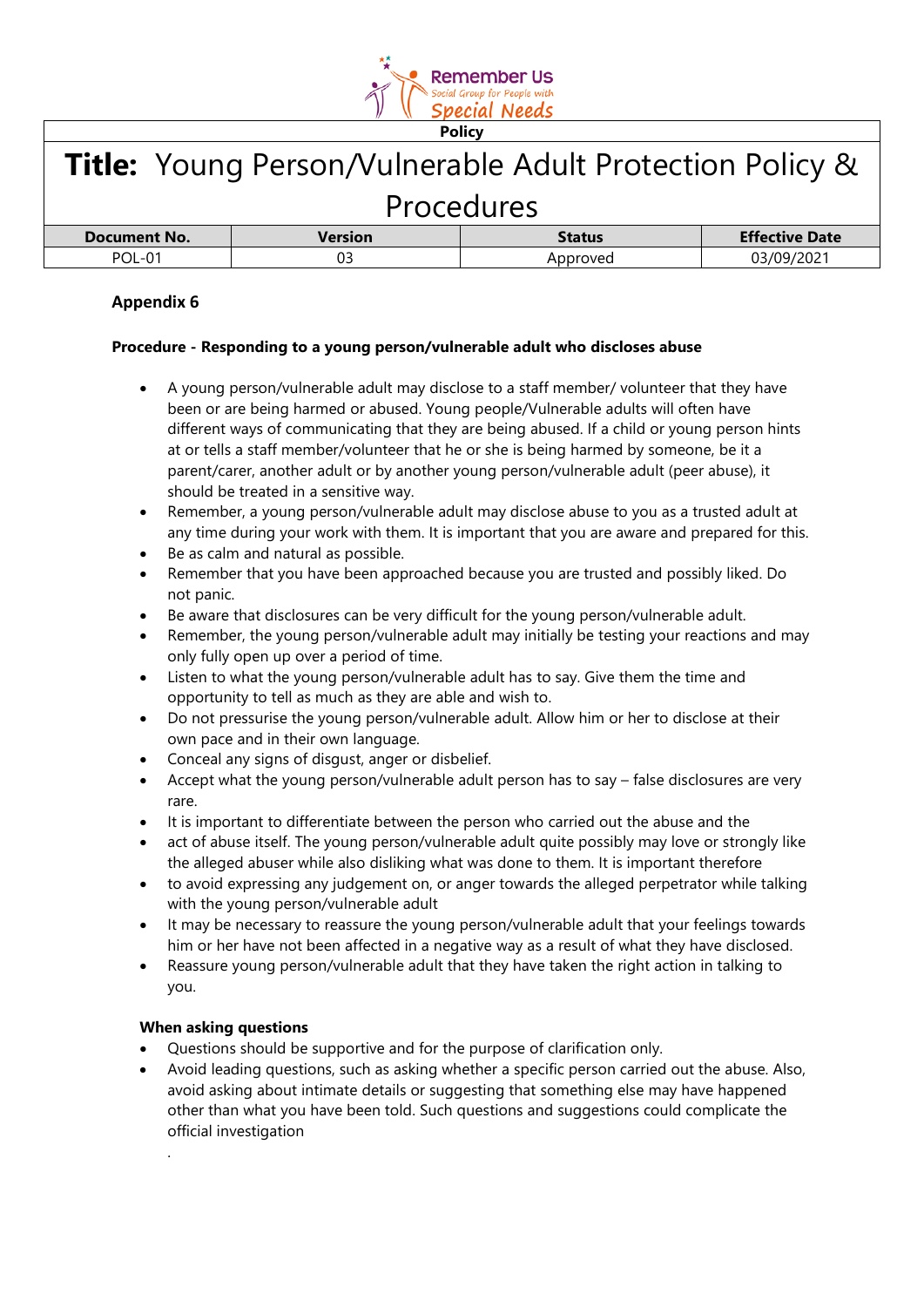**Policy**

# **Title:** Young Person/Vulnerable Adult Protection Policy & Procedures

| Document No. | Version | Status | Effective Date |
|---|---|---|---|
| POL-01 | 03 | Approved | 03/09/2021 |

## Appendix 6

### Procedure - Responding to a young person/vulnerable adult who discloses abuse

- A young person/vulnerable adult may disclose to a staff member/ volunteer that they have been or are being harmed or abused. Young people/Vulnerable adults will often have different ways of communicating that they are being abused. If a child or young person hints at or tells a staff member/volunteer that he or she is being harmed by someone, be it a parent/carer, another adult or by another young person/vulnerable adult (peer abuse), it should be treated in a sensitive way.
- Remember, a young person/vulnerable adult may disclose abuse to you as a trusted adult at any time during your work with them. It is important that you are aware and prepared for this.
- Be as calm and natural as possible.
- Remember that you have been approached because you are trusted and possibly liked. Do not panic.
- Be aware that disclosures can be very difficult for the young person/vulnerable adult.
- Remember, the young person/vulnerable adult may initially be testing your reactions and may only fully open up over a period of time.
- Listen to what the young person/vulnerable adult has to say. Give them the time and opportunity to tell as much as they are able and wish to.
- Do not pressurise the young person/vulnerable adult. Allow him or her to disclose at their own pace and in their own language.
- Conceal any signs of disgust, anger or disbelief.
- Accept what the young person/vulnerable adult person has to say – false disclosures are very rare.
- It is important to differentiate between the person who carried out the abuse and the
- act of abuse itself. The young person/vulnerable adult quite possibly may love or strongly like the alleged abuser while also disliking what was done to them. It is important therefore
- to avoid expressing any judgement on, or anger towards the alleged perpetrator while talking with the young person/vulnerable adult
- It may be necessary to reassure the young person/vulnerable adult that your feelings towards him or her have not been affected in a negative way as a result of what they have disclosed.
- Reassure young person/vulnerable adult that they have taken the right action in talking to you.

**When asking questions**

- Questions should be supportive and for the purpose of clarification only.
- Avoid leading questions, such as asking whether a specific person carried out the abuse. Also, avoid asking about intimate details or suggesting that something else may have happened other than what you have been told. Such questions and suggestions could complicate the official investigation

.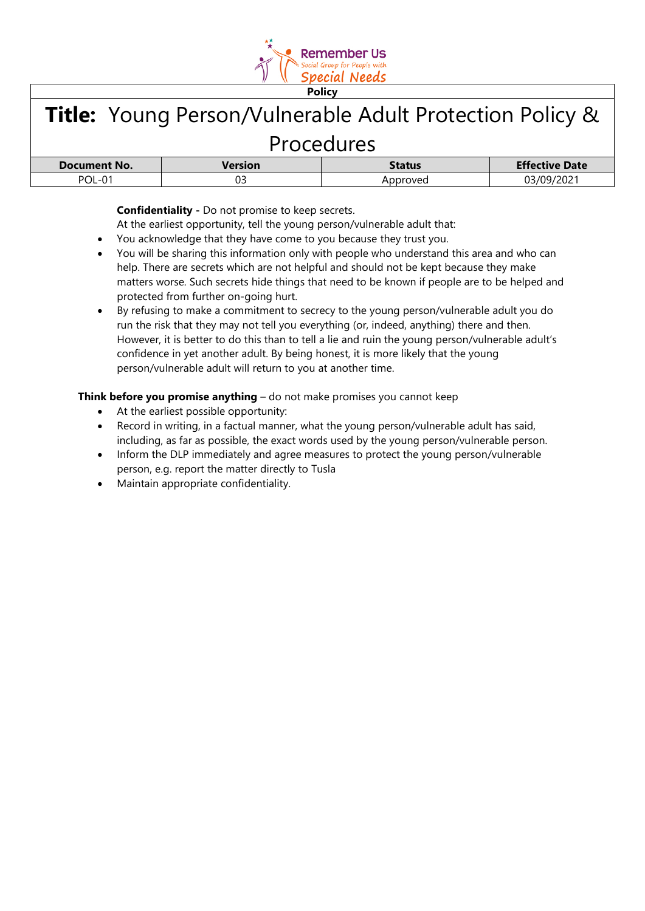**Confidentiality -** Do not promise to keep secrets.

At the earliest opportunity, tell the young person/vulnerable adult that:

- You acknowledge that they have come to you because they trust you.
- You will be sharing this information only with people who understand this area and who can help. There are secrets which are not helpful and should not be kept because they make matters worse. Such secrets hide things that need to be known if people are to be helped and protected from further on-going hurt.
- By refusing to make a commitment to secrecy to the young person/vulnerable adult you do run the risk that they may not tell you everything (or, indeed, anything) there and then. However, it is better to do this than to tell a lie and ruin the young person/vulnerable adult's confidence in yet another adult. By being honest, it is more likely that the young person/vulnerable adult will return to you at another time.

**Think before you promise anything** – do not make promises you cannot keep

- At the earliest possible opportunity:
- Record in writing, in a factual manner, what the young person/vulnerable adult has said, including, as far as possible, the exact words used by the young person/vulnerable person.
- Inform the DLP immediately and agree measures to protect the young person/vulnerable person, e.g. report the matter directly to Tusla
- Maintain appropriate confidentiality.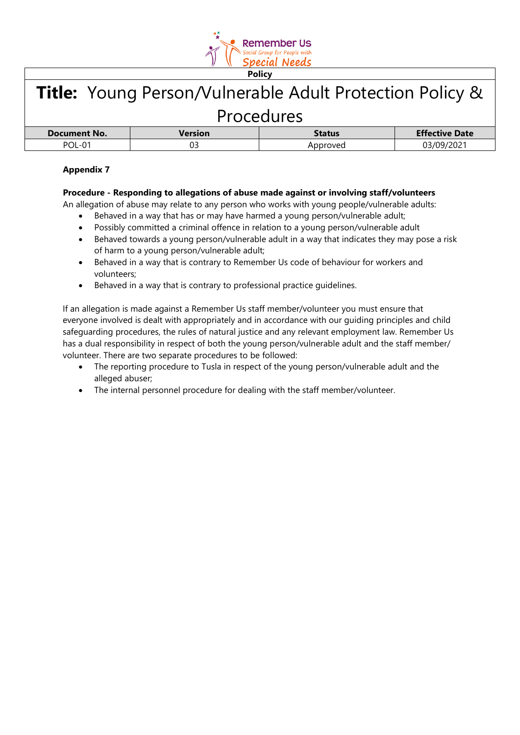**Appendix 7**

**Procedure - Responding to allegations of abuse made against or involving staff/volunteers**

An allegation of abuse may relate to any person who works with young people/vulnerable adults:

- Behaved in a way that has or may have harmed a young person/vulnerable adult;
- Possibly committed a criminal offence in relation to a young person/vulnerable adult
- Behaved towards a young person/vulnerable adult in a way that indicates they may pose a risk of harm to a young person/vulnerable adult;
- Behaved in a way that is contrary to Remember Us code of behaviour for workers and volunteers;
- Behaved in a way that is contrary to professional practice guidelines.

If an allegation is made against a Remember Us staff member/volunteer you must ensure that everyone involved is dealt with appropriately and in accordance with our guiding principles and child safeguarding procedures, the rules of natural justice and any relevant employment law. Remember Us has a dual responsibility in respect of both the young person/vulnerable adult and the staff member/ volunteer. There are two separate procedures to be followed:

- The reporting procedure to Tusla in respect of the young person/vulnerable adult and the alleged abuser;
- The internal personnel procedure for dealing with the staff member/volunteer.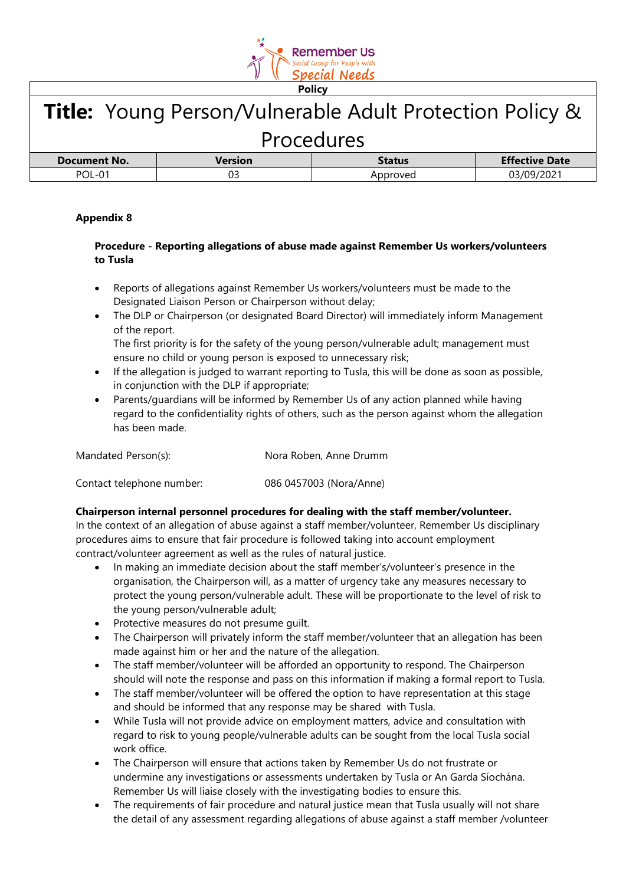**Policy**

# **Title:** Young Person/Vulnerable Adult Protection Policy & Procedures

| Document No. | Version | Status | Effective Date |
|---|---|---|---|
| POL-01 | 03 | Approved | 03/09/2021 |

**Appendix 8**

**Procedure - Reporting allegations of abuse made against Remember Us workers/volunteers to Tusla**

- Reports of allegations against Remember Us workers/volunteers must be made to the Designated Liaison Person or Chairperson without delay;
- The DLP or Chairperson (or designated Board Director) will immediately inform Management of the report.
  The first priority is for the safety of the young person/vulnerable adult; management must ensure no child or young person is exposed to unnecessary risk;
- If the allegation is judged to warrant reporting to Tusla, this will be done as soon as possible, in conjunction with the DLP if appropriate;
- Parents/guardians will be informed by Remember Us of any action planned while having regard to the confidentiality rights of others, such as the person against whom the allegation has been made.

Mandated Person(s): Nora Roben, Anne Drumm

Contact telephone number: 086 0457003 (Nora/Anne)

**Chairperson internal personnel procedures for dealing with the staff member/volunteer.**
In the context of an allegation of abuse against a staff member/volunteer, Remember Us disciplinary procedures aims to ensure that fair procedure is followed taking into account employment contract/volunteer agreement as well as the rules of natural justice.

- In making an immediate decision about the staff member's/volunteer's presence in the organisation, the Chairperson will, as a matter of urgency take any measures necessary to protect the young person/vulnerable adult. These will be proportionate to the level of risk to the young person/vulnerable adult;
- Protective measures do not presume guilt.
- The Chairperson will privately inform the staff member/volunteer that an allegation has been made against him or her and the nature of the allegation.
- The staff member/volunteer will be afforded an opportunity to respond. The Chairperson should will note the response and pass on this information if making a formal report to Tusla.
- The staff member/volunteer will be offered the option to have representation at this stage and should be informed that any response may be shared with Tusla.
- While Tusla will not provide advice on employment matters, advice and consultation with regard to risk to young people/vulnerable adults can be sought from the local Tusla social work office.
- The Chairperson will ensure that actions taken by Remember Us do not frustrate or undermine any investigations or assessments undertaken by Tusla or An Garda Síochána. Remember Us will liaise closely with the investigating bodies to ensure this.
- The requirements of fair procedure and natural justice mean that Tusla usually will not share the detail of any assessment regarding allegations of abuse against a staff member /volunteer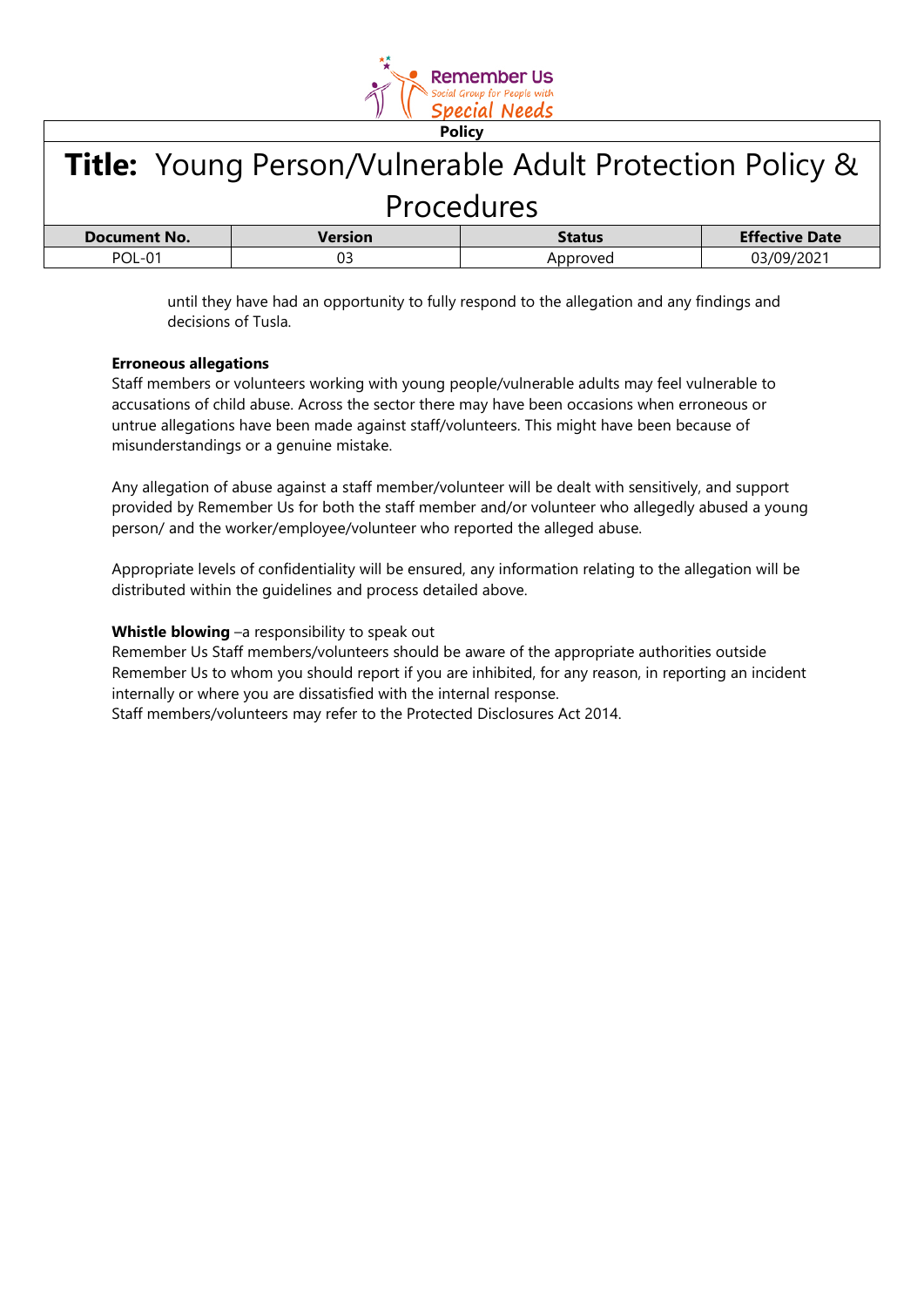until they have had an opportunity to fully respond to the allegation and any findings and decisions of Tusla.

**Erroneous allegations**

Staff members or volunteers working with young people/vulnerable adults may feel vulnerable to accusations of child abuse. Across the sector there may have been occasions when erroneous or untrue allegations have been made against staff/volunteers. This might have been because of misunderstandings or a genuine mistake.

Any allegation of abuse against a staff member/volunteer will be dealt with sensitively, and support provided by Remember Us for both the staff member and/or volunteer who allegedly abused a young person/ and the worker/employee/volunteer who reported the alleged abuse.

Appropriate levels of confidentiality will be ensured, any information relating to the allegation will be distributed within the guidelines and process detailed above.

**Whistle blowing** –a responsibility to speak out

Remember Us Staff members/volunteers should be aware of the appropriate authorities outside Remember Us to whom you should report if you are inhibited, for any reason, in reporting an incident internally or where you are dissatisfied with the internal response.
Staff members/volunteers may refer to the Protected Disclosures Act 2014.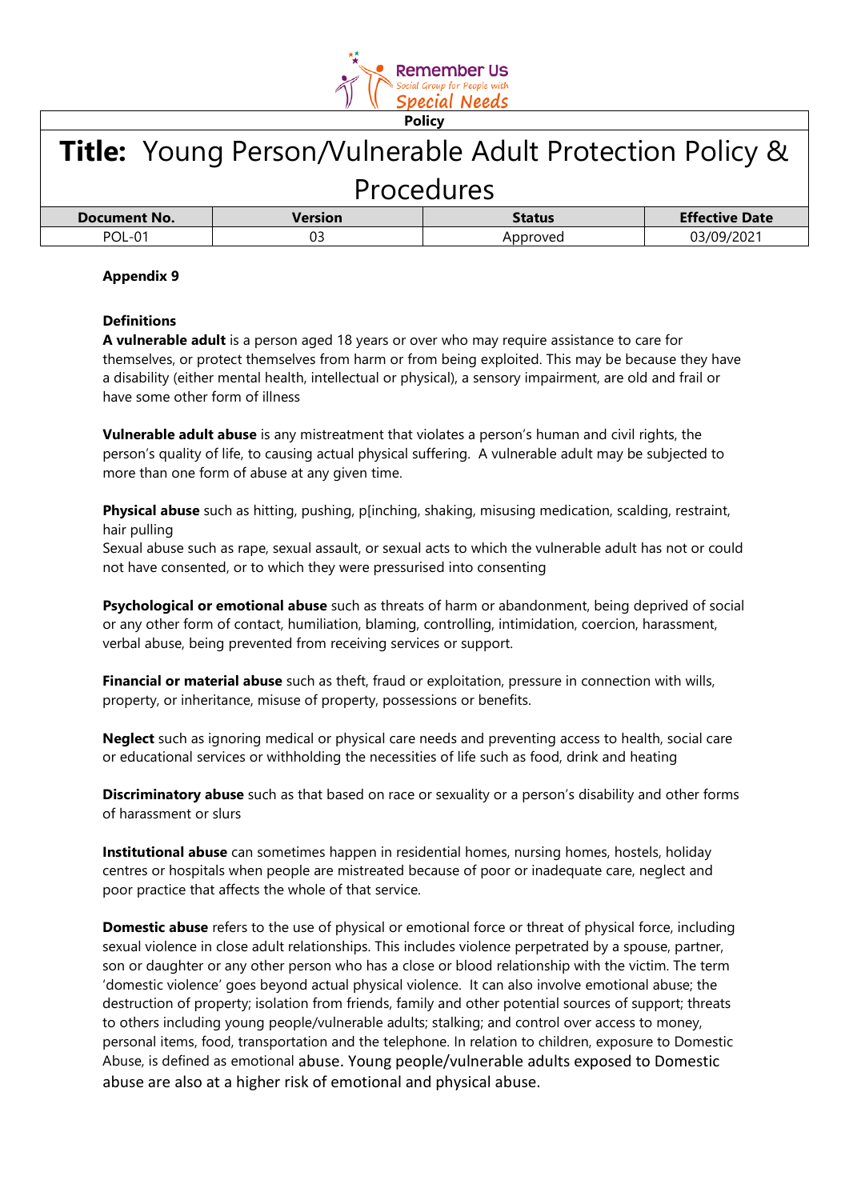**Policy**

# Title: Young Person/Vulnerable Adult Protection Policy & Procedures

| Document No. | Version | Status | Effective Date |
|---|---|---|---|
| POL-01 | 03 | Approved | 03/09/2021 |

**Appendix 9**

**Definitions**

**A vulnerable adult** is a person aged 18 years or over who may require assistance to care for themselves, or protect themselves from harm or from being exploited. This may be because they have a disability (either mental health, intellectual or physical), a sensory impairment, are old and frail or have some other form of illness

**Vulnerable adult abuse** is any mistreatment that violates a person's human and civil rights, the person's quality of life, to causing actual physical suffering. A vulnerable adult may be subjected to more than one form of abuse at any given time.

**Physical abuse** such as hitting, pushing, p[inching, shaking, misusing medication, scalding, restraint, hair pulling

Sexual abuse such as rape, sexual assault, or sexual acts to which the vulnerable adult has not or could not have consented, or to which they were pressurised into consenting

**Psychological or emotional abuse** such as threats of harm or abandonment, being deprived of social or any other form of contact, humiliation, blaming, controlling, intimidation, coercion, harassment, verbal abuse, being prevented from receiving services or support.

**Financial or material abuse** such as theft, fraud or exploitation, pressure in connection with wills, property, or inheritance, misuse of property, possessions or benefits.

**Neglect** such as ignoring medical or physical care needs and preventing access to health, social care or educational services or withholding the necessities of life such as food, drink and heating

**Discriminatory abuse** such as that based on race or sexuality or a person's disability and other forms of harassment or slurs

**Institutional abuse** can sometimes happen in residential homes, nursing homes, hostels, holiday centres or hospitals when people are mistreated because of poor or inadequate care, neglect and poor practice that affects the whole of that service.

**Domestic abuse** refers to the use of physical or emotional force or threat of physical force, including sexual violence in close adult relationships. This includes violence perpetrated by a spouse, partner, son or daughter or any other person who has a close or blood relationship with the victim. The term 'domestic violence' goes beyond actual physical violence. It can also involve emotional abuse; the destruction of property; isolation from friends, family and other potential sources of support; threats to others including young people/vulnerable adults; stalking; and control over access to money, personal items, food, transportation and the telephone. In relation to children, exposure to Domestic Abuse, is defined as emotional abuse. Young people/vulnerable adults exposed to Domestic abuse are also at a higher risk of emotional and physical abuse.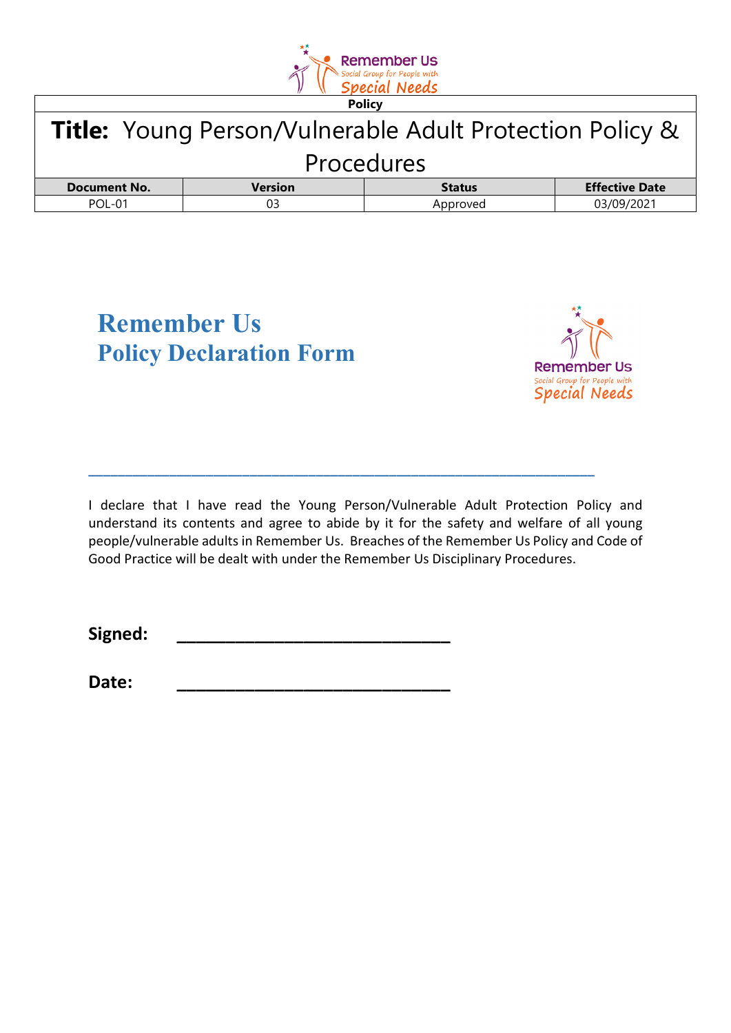**Policy**

# Title: Young Person/Vulnerable Adult Protection Policy & Procedures

| Document No. | Version | Status | Effective Date |
| --- | --- | --- | --- |
| POL-01 | 03 | Approved | 03/09/2021 |

## Remember Us
## Policy Declaration Form

I declare that I have read the Young Person/Vulnerable Adult Protection Policy and understand its contents and agree to abide by it for the safety and welfare of all young people/vulnerable adults in Remember Us. Breaches of the Remember Us Policy and Code of Good Practice will be dealt with under the Remember Us Disciplinary Procedures.

**Signed:** ____________________________

**Date:** ____________________________